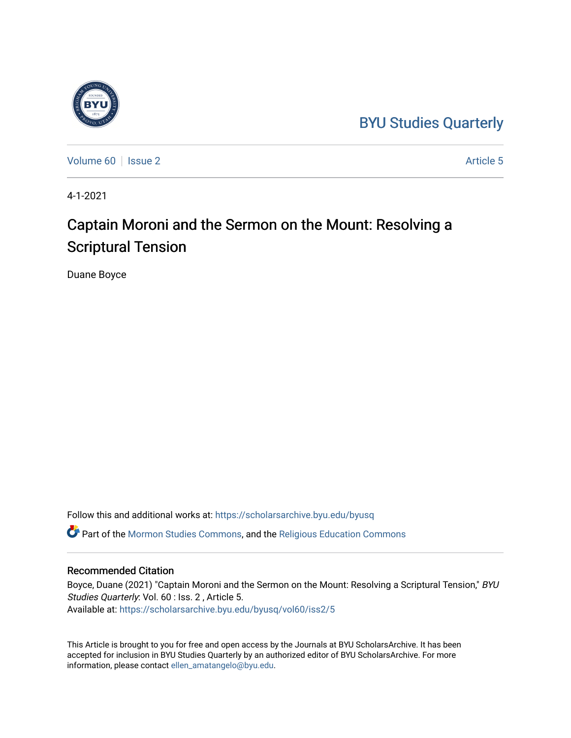BYU Studies Quarterly

Volume 60 | Issue 2 | Article 5

4-1-2021

# Captain Moroni and the Sermon on the Mount: Resolving a Scriptural Tension

Duane Boyce

Follow this and additional works at: https://scholarsarchive.byu.edu/byusq

Part of the Mormon Studies Commons, and the Religious Education Commons

## Recommended Citation

Boyce, Duane (2021) "Captain Moroni and the Sermon on the Mount: Resolving a Scriptural Tension," *BYU Studies Quarterly*: Vol. 60 : Iss. 2 , Article 5.
Available at: https://scholarsarchive.byu.edu/byusq/vol60/iss2/5

This Article is brought to you for free and open access by the Journals at BYU ScholarsArchive. It has been accepted for inclusion in BYU Studies Quarterly by an authorized editor of BYU ScholarsArchive. For more information, please contact ellen_amatangelo@byu.edu.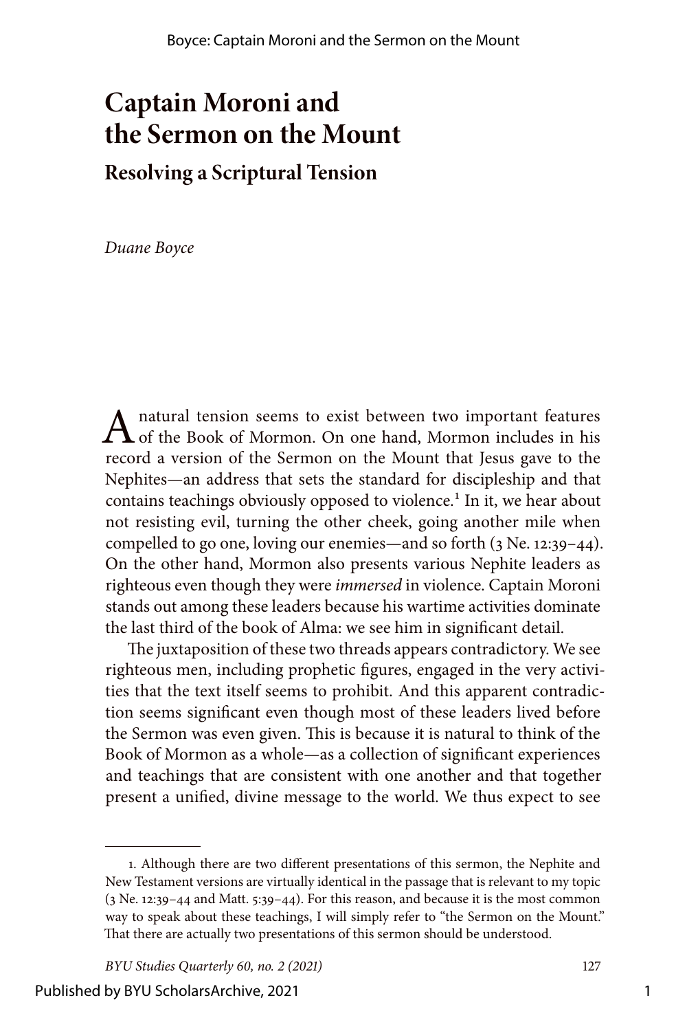# Captain Moroni and the Sermon on the Mount

## Resolving a Scriptural Tension

*Duane Boyce*

A natural tension seems to exist between two important features of the Book of Mormon. On one hand, Mormon includes in his record a version of the Sermon on the Mount that Jesus gave to the Nephites—an address that sets the standard for discipleship and that contains teachings obviously opposed to violence.[1] In it, we hear about not resisting evil, turning the other cheek, going another mile when compelled to go one, loving our enemies—and so forth (3 Ne. 12:39–44). On the other hand, Mormon also presents various Nephite leaders as righteous even though they were *immersed* in violence. Captain Moroni stands out among these leaders because his wartime activities dominate the last third of the book of Alma: we see him in significant detail.

The juxtaposition of these two threads appears contradictory. We see righteous men, including prophetic figures, engaged in the very activities that the text itself seems to prohibit. And this apparent contradiction seems significant even though most of these leaders lived before the Sermon was even given. This is because it is natural to think of the Book of Mormon as a whole—as a collection of significant experiences and teachings that are consistent with one another and that together present a unified, divine message to the world. We thus expect to see

1. Although there are two different presentations of this sermon, the Nephite and New Testament versions are virtually identical in the passage that is relevant to my topic (3 Ne. 12:39–44 and Matt. 5:39–44). For this reason, and because it is the most common way to speak about these teachings, I will simply refer to "the Sermon on the Mount." That there are actually two presentations of this sermon should be understood.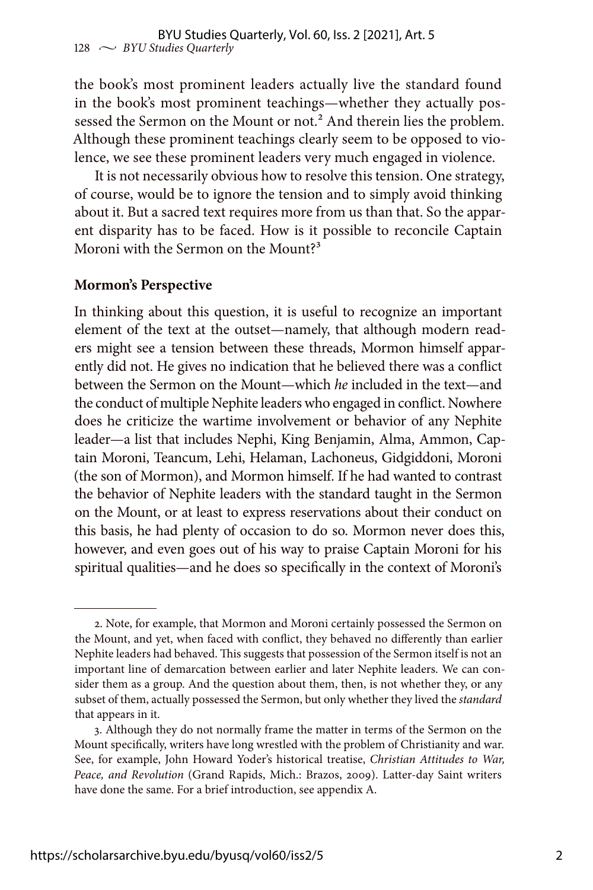the book's most prominent leaders actually live the standard found in the book's most prominent teachings—whether they actually possessed the Sermon on the Mount or not.[2] And therein lies the problem. Although these prominent teachings clearly seem to be opposed to violence, we see these prominent leaders very much engaged in violence.

It is not necessarily obvious how to resolve this tension. One strategy, of course, would be to ignore the tension and to simply avoid thinking about it. But a sacred text requires more from us than that. So the apparent disparity has to be faced. How is it possible to reconcile Captain Moroni with the Sermon on the Mount?[3]

**Mormon's Perspective**

In thinking about this question, it is useful to recognize an important element of the text at the outset—namely, that although modern readers might see a tension between these threads, Mormon himself apparently did not. He gives no indication that he believed there was a conflict between the Sermon on the Mount—which *he* included in the text—and the conduct of multiple Nephite leaders who engaged in conflict. Nowhere does he criticize the wartime involvement or behavior of any Nephite leader—a list that includes Nephi, King Benjamin, Alma, Ammon, Captain Moroni, Teancum, Lehi, Helaman, Lachoneus, Gidgiddoni, Moroni (the son of Mormon), and Mormon himself. If he had wanted to contrast the behavior of Nephite leaders with the standard taught in the Sermon on the Mount, or at least to express reservations about their conduct on this basis, he had plenty of occasion to do so. Mormon never does this, however, and even goes out of his way to praise Captain Moroni for his spiritual qualities—and he does so specifically in the context of Moroni's

---

2. Note, for example, that Mormon and Moroni certainly possessed the Sermon on the Mount, and yet, when faced with conflict, they behaved no differently than earlier Nephite leaders had behaved. This suggests that possession of the Sermon itself is not an important line of demarcation between earlier and later Nephite leaders. We can consider them as a group. And the question about them, then, is not whether they, or any subset of them, actually possessed the Sermon, but only whether they lived the *standard* that appears in it.

3. Although they do not normally frame the matter in terms of the Sermon on the Mount specifically, writers have long wrestled with the problem of Christianity and war. See, for example, John Howard Yoder's historical treatise, *Christian Attitudes to War, Peace, and Revolution* (Grand Rapids, Mich.: Brazos, 2009). Latter-day Saint writers have done the same. For a brief introduction, see appendix A.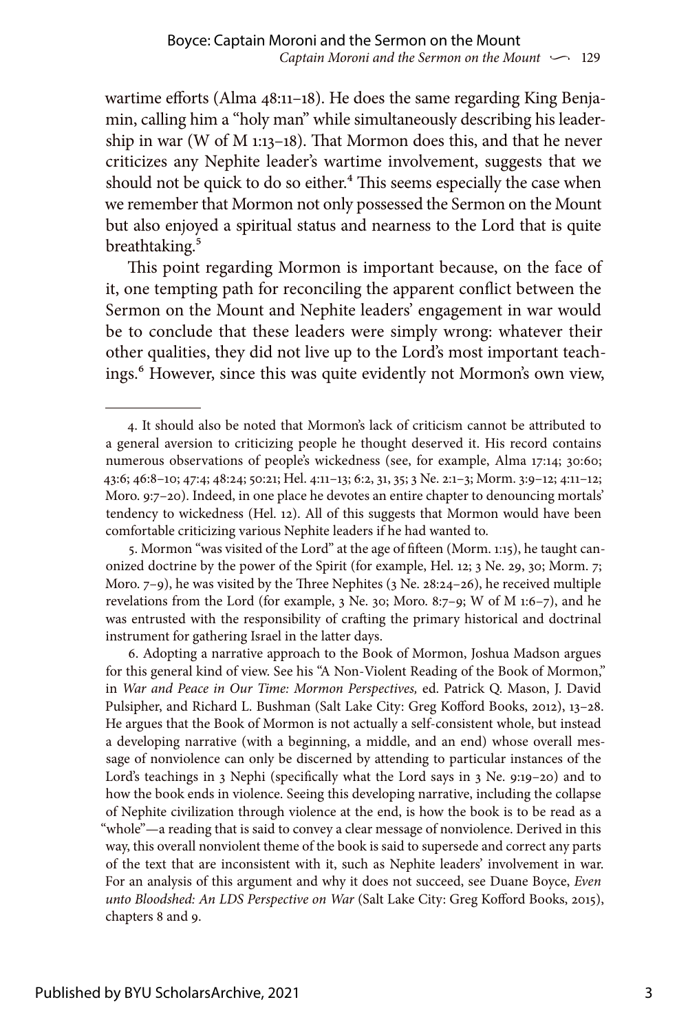wartime efforts (Alma 48:11–18). He does the same regarding King Benjamin, calling him a "holy man" while simultaneously describing his leadership in war (W of M 1:13–18). That Mormon does this, and that he never criticizes any Nephite leader's wartime involvement, suggests that we should not be quick to do so either.[4] This seems especially the case when we remember that Mormon not only possessed the Sermon on the Mount but also enjoyed a spiritual status and nearness to the Lord that is quite breathtaking.[5]

This point regarding Mormon is important because, on the face of it, one tempting path for reconciling the apparent conflict between the Sermon on the Mount and Nephite leaders' engagement in war would be to conclude that these leaders were simply wrong: whatever their other qualities, they did not live up to the Lord's most important teachings.[6] However, since this was quite evidently not Mormon's own view,

---

4. It should also be noted that Mormon's lack of criticism cannot be attributed to a general aversion to criticizing people he thought deserved it. His record contains numerous observations of people's wickedness (see, for example, Alma 17:14; 30:60; 43:6; 46:8–10; 47:4; 48:24; 50:21; Hel. 4:11–13; 6:2, 31, 35; 3 Ne. 2:1–3; Morm. 3:9–12; 4:11–12; Moro. 9:7–20). Indeed, in one place he devotes an entire chapter to denouncing mortals' tendency to wickedness (Hel. 12). All of this suggests that Mormon would have been comfortable criticizing various Nephite leaders if he had wanted to.

5. Mormon "was visited of the Lord" at the age of fifteen (Morm. 1:15), he taught canonized doctrine by the power of the Spirit (for example, Hel. 12; 3 Ne. 29, 30; Morm. 7; Moro. 7–9), he was visited by the Three Nephites (3 Ne. 28:24–26), he received multiple revelations from the Lord (for example, 3 Ne. 30; Moro. 8:7–9; W of M 1:6–7), and he was entrusted with the responsibility of crafting the primary historical and doctrinal instrument for gathering Israel in the latter days.

6. Adopting a narrative approach to the Book of Mormon, Joshua Madson argues for this general kind of view. See his "A Non-Violent Reading of the Book of Mormon," in *War and Peace in Our Time: Mormon Perspectives,* ed. Patrick Q. Mason, J. David Pulsipher, and Richard L. Bushman (Salt Lake City: Greg Kofford Books, 2012), 13–28. He argues that the Book of Mormon is not actually a self-consistent whole, but instead a developing narrative (with a beginning, a middle, and an end) whose overall message of nonviolence can only be discerned by attending to particular instances of the Lord's teachings in 3 Nephi (specifically what the Lord says in 3 Ne. 9:19–20) and to how the book ends in violence. Seeing this developing narrative, including the collapse of Nephite civilization through violence at the end, is how the book is to be read as a "whole"—a reading that is said to convey a clear message of nonviolence. Derived in this way, this overall nonviolent theme of the book is said to supersede and correct any parts of the text that are inconsistent with it, such as Nephite leaders' involvement in war. For an analysis of this argument and why it does not succeed, see Duane Boyce, *Even unto Bloodshed: An LDS Perspective on War* (Salt Lake City: Greg Kofford Books, 2015), chapters 8 and 9.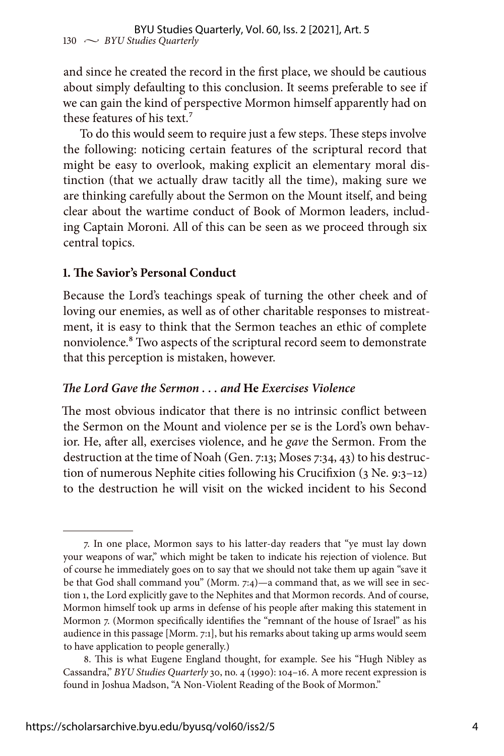and since he created the record in the first place, we should be cautious about simply defaulting to this conclusion. It seems preferable to see if we can gain the kind of perspective Mormon himself apparently had on these features of his text.[7]

To do this would seem to require just a few steps. These steps involve the following: noticing certain features of the scriptural record that might be easy to overlook, making explicit an elementary moral distinction (that we actually draw tacitly all the time), making sure we are thinking carefully about the Sermon on the Mount itself, and being clear about the wartime conduct of Book of Mormon leaders, including Captain Moroni. All of this can be seen as we proceed through six central topics.

### 1. The Savior's Personal Conduct

Because the Lord's teachings speak of turning the other cheek and of loving our enemies, as well as of other charitable responses to mistreatment, it is easy to think that the Sermon teaches an ethic of complete nonviolence.[8] Two aspects of the scriptural record seem to demonstrate that this perception is mistaken, however.

#### *The Lord Gave the Sermon . . . and* **He** *Exercises Violence*

The most obvious indicator that there is no intrinsic conflict between the Sermon on the Mount and violence per se is the Lord's own behavior. He, after all, exercises violence, and he *gave* the Sermon. From the destruction at the time of Noah (Gen. 7:13; Moses 7:34, 43) to his destruction of numerous Nephite cities following his Crucifixion (3 Ne. 9:3–12) to the destruction he will visit on the wicked incident to his Second

---

7. In one place, Mormon says to his latter-day readers that "ye must lay down your weapons of war," which might be taken to indicate his rejection of violence. But of course he immediately goes on to say that we should not take them up again "save it be that God shall command you" (Morm. 7:4)—a command that, as we will see in section 1, the Lord explicitly gave to the Nephites and that Mormon records. And of course, Mormon himself took up arms in defense of his people after making this statement in Mormon 7. (Mormon specifically identifies the "remnant of the house of Israel" as his audience in this passage [Morm. 7:1], but his remarks about taking up arms would seem to have application to people generally.)

8. This is what Eugene England thought, for example. See his "Hugh Nibley as Cassandra," *BYU Studies Quarterly* 30, no. 4 (1990): 104–16. A more recent expression is found in Joshua Madson, "A Non-Violent Reading of the Book of Mormon."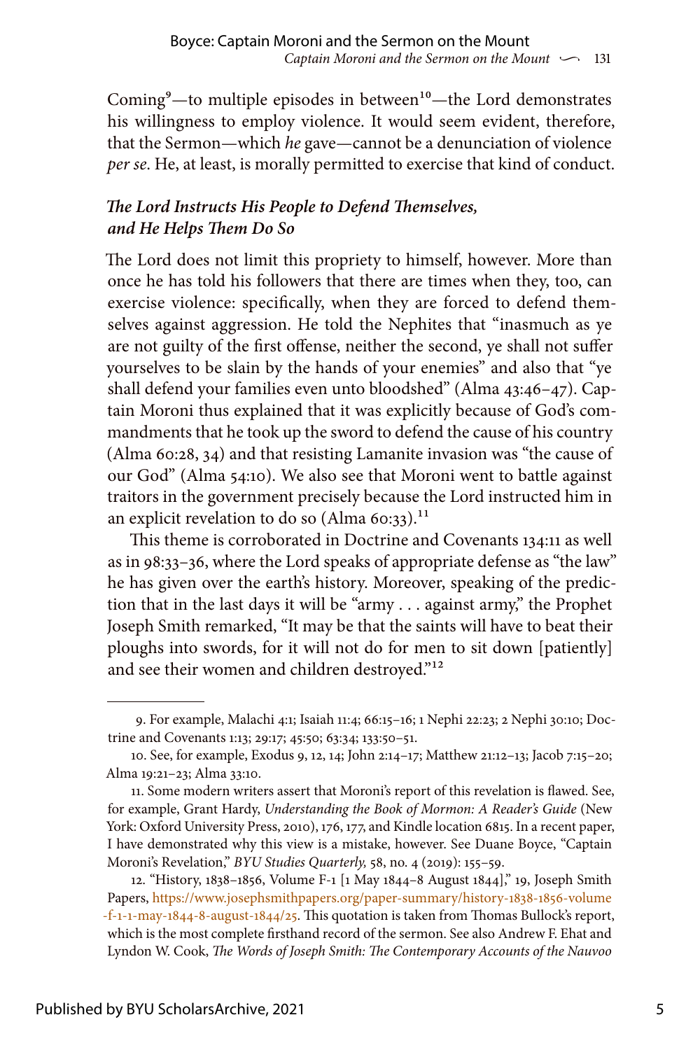Coming[9]—to multiple episodes in between[10]—the Lord demonstrates his willingness to employ violence. It would seem evident, therefore, that the Sermon—which *he* gave—cannot be a denunciation of violence *per se*. He, at least, is morally permitted to exercise that kind of conduct.

### *The Lord Instructs His People to Defend Themselves, and He Helps Them Do So*

The Lord does not limit this propriety to himself, however. More than once he has told his followers that there are times when they, too, can exercise violence: specifically, when they are forced to defend themselves against aggression. He told the Nephites that "inasmuch as ye are not guilty of the first offense, neither the second, ye shall not suffer yourselves to be slain by the hands of your enemies" and also that "ye shall defend your families even unto bloodshed" (Alma 43:46–47). Captain Moroni thus explained that it was explicitly because of God's commandments that he took up the sword to defend the cause of his country (Alma 60:28, 34) and that resisting Lamanite invasion was "the cause of our God" (Alma 54:10). We also see that Moroni went to battle against traitors in the government precisely because the Lord instructed him in an explicit revelation to do so (Alma 60:33).[11]

This theme is corroborated in Doctrine and Covenants 134:11 as well as in 98:33–36, where the Lord speaks of appropriate defense as "the law" he has given over the earth's history. Moreover, speaking of the prediction that in the last days it will be "army . . . against army," the Prophet Joseph Smith remarked, "It may be that the saints will have to beat their ploughs into swords, for it will not do for men to sit down [patiently] and see their women and children destroyed."[12]

---

9. For example, Malachi 4:1; Isaiah 11:4; 66:15–16; 1 Nephi 22:23; 2 Nephi 30:10; Doctrine and Covenants 1:13; 29:17; 45:50; 63:34; 133:50–51.

10. See, for example, Exodus 9, 12, 14; John 2:14–17; Matthew 21:12–13; Jacob 7:15–20; Alma 19:21–23; Alma 33:10.

11. Some modern writers assert that Moroni's report of this revelation is flawed. See, for example, Grant Hardy, *Understanding the Book of Mormon: A Reader's Guide* (New York: Oxford University Press, 2010), 176, 177, and Kindle location 6815. In a recent paper, I have demonstrated why this view is a mistake, however. See Duane Boyce, "Captain Moroni's Revelation," *BYU Studies Quarterly,* 58, no. 4 (2019): 155–59.

12. "History, 1838–1856, Volume F-1 [1 May 1844–8 August 1844]," 19, Joseph Smith Papers, https://www.josephsmithpapers.org/paper-summary/history-1838-1856-volume-f-1-1-may-1844-8-august-1844/25. This quotation is taken from Thomas Bullock's report, which is the most complete firsthand record of the sermon. See also Andrew F. Ehat and Lyndon W. Cook, *The Words of Joseph Smith: The Contemporary Accounts of the Nauvoo*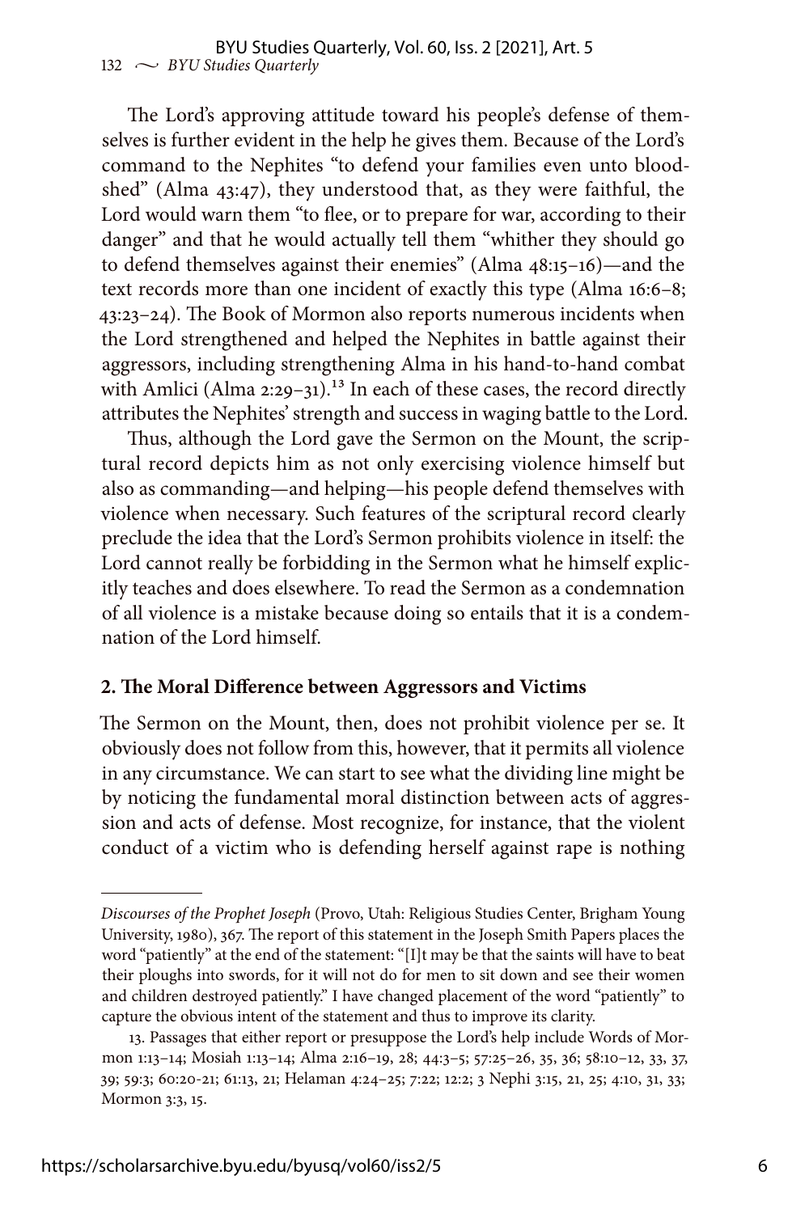The Lord's approving attitude toward his people's defense of themselves is further evident in the help he gives them. Because of the Lord's command to the Nephites "to defend your families even unto bloodshed" (Alma 43:47), they understood that, as they were faithful, the Lord would warn them "to flee, or to prepare for war, according to their danger" and that he would actually tell them "whither they should go to defend themselves against their enemies" (Alma 48:15–16)—and the text records more than one incident of exactly this type (Alma 16:6–8; 43:23–24). The Book of Mormon also reports numerous incidents when the Lord strengthened and helped the Nephites in battle against their aggressors, including strengthening Alma in his hand-to-hand combat with Amlici (Alma 2:29–31).[13] In each of these cases, the record directly attributes the Nephites' strength and success in waging battle to the Lord.

Thus, although the Lord gave the Sermon on the Mount, the scriptural record depicts him as not only exercising violence himself but also as commanding—and helping—his people defend themselves with violence when necessary. Such features of the scriptural record clearly preclude the idea that the Lord's Sermon prohibits violence in itself: the Lord cannot really be forbidding in the Sermon what he himself explicitly teaches and does elsewhere. To read the Sermon as a condemnation of all violence is a mistake because doing so entails that it is a condemnation of the Lord himself.

## 2. The Moral Difference between Aggressors and Victims

The Sermon on the Mount, then, does not prohibit violence per se. It obviously does not follow from this, however, that it permits all violence in any circumstance. We can start to see what the dividing line might be by noticing the fundamental moral distinction between acts of aggression and acts of defense. Most recognize, for instance, that the violent conduct of a victim who is defending herself against rape is nothing

---

*Discourses of the Prophet Joseph* (Provo, Utah: Religious Studies Center, Brigham Young University, 1980), 367. The report of this statement in the Joseph Smith Papers places the word "patiently" at the end of the statement: "[I]t may be that the saints will have to beat their ploughs into swords, for it will not do for men to sit down and see their women and children destroyed patiently." I have changed placement of the word "patiently" to capture the obvious intent of the statement and thus to improve its clarity.

13. Passages that either report or presuppose the Lord's help include Words of Mormon 1:13–14; Mosiah 1:13–14; Alma 2:16–19, 28; 44:3–5; 57:25–26, 35, 36; 58:10–12, 33, 37, 39; 59:3; 60:20-21; 61:13, 21; Helaman 4:24–25; 7:22; 12:2; 3 Nephi 3:15, 21, 25; 4:10, 31, 33; Mormon 3:3, 15.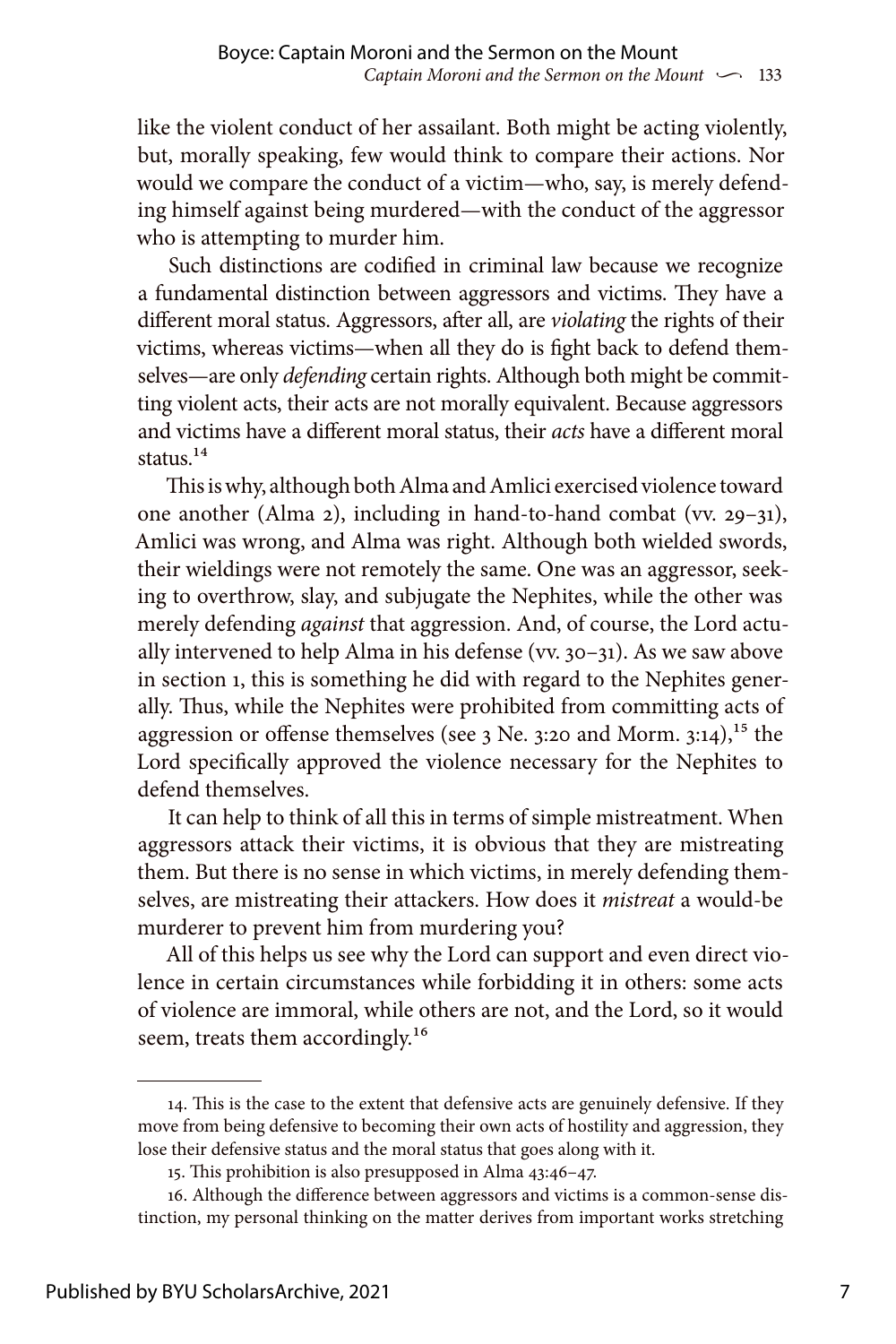like the violent conduct of her assailant. Both might be acting violently, but, morally speaking, few would think to compare their actions. Nor would we compare the conduct of a victim—who, say, is merely defending himself against being murdered—with the conduct of the aggressor who is attempting to murder him.

Such distinctions are codified in criminal law because we recognize a fundamental distinction between aggressors and victims. They have a different moral status. Aggressors, after all, are *violating* the rights of their victims, whereas victims—when all they do is fight back to defend themselves—are only *defending* certain rights. Although both might be committing violent acts, their acts are not morally equivalent. Because aggressors and victims have a different moral status, their *acts* have a different moral status.[14]

This is why, although both Alma and Amlici exercised violence toward one another (Alma 2), including in hand-to-hand combat (vv. 29–31), Amlici was wrong, and Alma was right. Although both wielded swords, their wieldings were not remotely the same. One was an aggressor, seeking to overthrow, slay, and subjugate the Nephites, while the other was merely defending *against* that aggression. And, of course, the Lord actually intervened to help Alma in his defense (vv. 30–31). As we saw above in section 1, this is something he did with regard to the Nephites generally. Thus, while the Nephites were prohibited from committing acts of aggression or offense themselves (see 3 Ne. 3:20 and Morm. 3:14),[15] the Lord specifically approved the violence necessary for the Nephites to defend themselves.

It can help to think of all this in terms of simple mistreatment. When aggressors attack their victims, it is obvious that they are mistreating them. But there is no sense in which victims, in merely defending themselves, are mistreating their attackers. How does it *mistreat* a would-be murderer to prevent him from murdering you?

All of this helps us see why the Lord can support and even direct violence in certain circumstances while forbidding it in others: some acts of violence are immoral, while others are not, and the Lord, so it would seem, treats them accordingly.[16]

---

14. This is the case to the extent that defensive acts are genuinely defensive. If they move from being defensive to becoming their own acts of hostility and aggression, they lose their defensive status and the moral status that goes along with it.

15. This prohibition is also presupposed in Alma 43:46–47.

16. Although the difference between aggressors and victims is a common-sense distinction, my personal thinking on the matter derives from important works stretching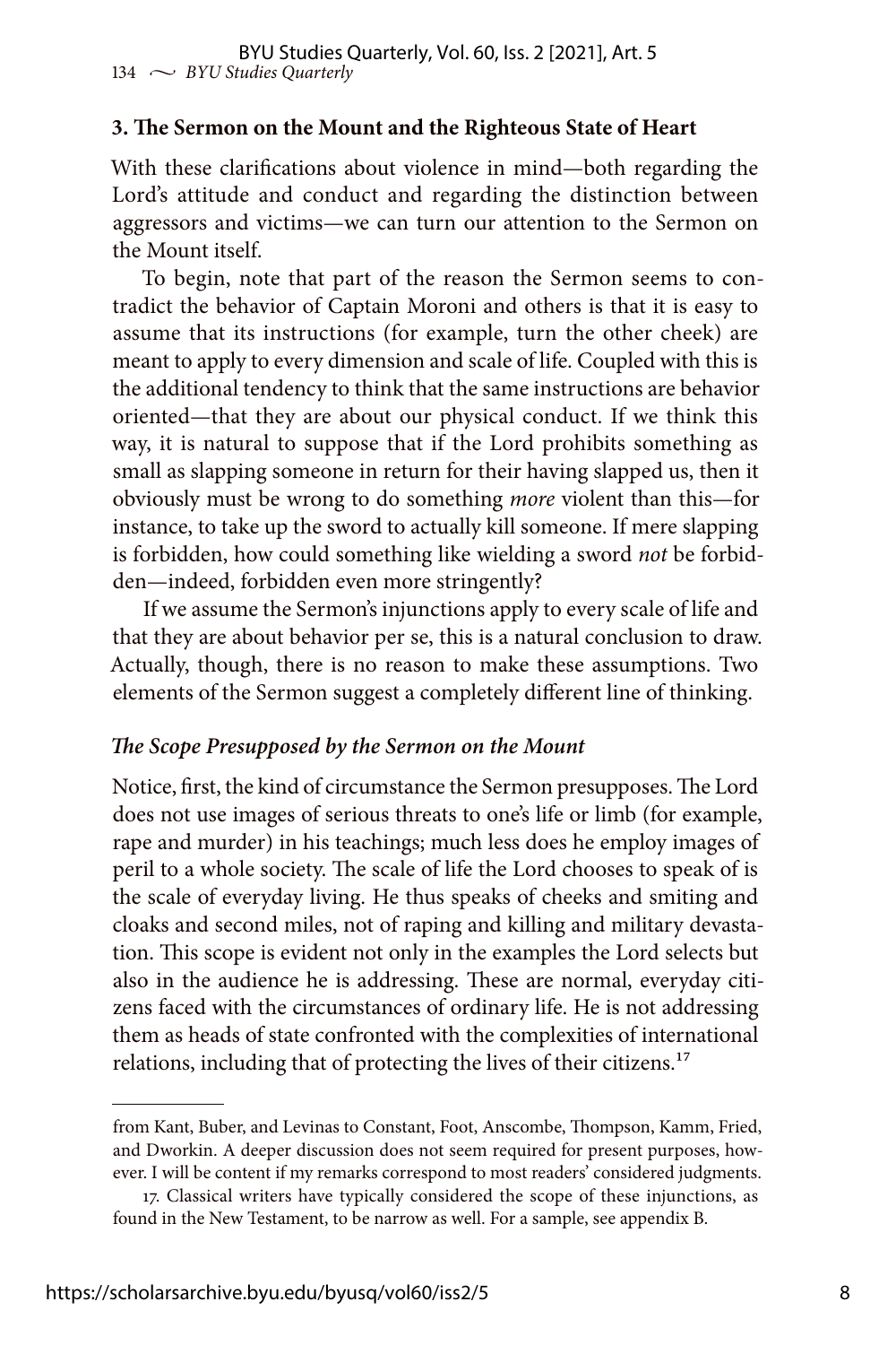### 3. The Sermon on the Mount and the Righteous State of Heart

With these clarifications about violence in mind—both regarding the Lord's attitude and conduct and regarding the distinction between aggressors and victims—we can turn our attention to the Sermon on the Mount itself.

To begin, note that part of the reason the Sermon seems to contradict the behavior of Captain Moroni and others is that it is easy to assume that its instructions (for example, turn the other cheek) are meant to apply to every dimension and scale of life. Coupled with this is the additional tendency to think that the same instructions are behavior oriented—that they are about our physical conduct. If we think this way, it is natural to suppose that if the Lord prohibits something as small as slapping someone in return for their having slapped us, then it obviously must be wrong to do something *more* violent than this—for instance, to take up the sword to actually kill someone. If mere slapping is forbidden, how could something like wielding a sword *not* be forbidden—indeed, forbidden even more stringently?

If we assume the Sermon's injunctions apply to every scale of life and that they are about behavior per se, this is a natural conclusion to draw. Actually, though, there is no reason to make these assumptions. Two elements of the Sermon suggest a completely different line of thinking.

#### *The Scope Presupposed by the Sermon on the Mount*

Notice, first, the kind of circumstance the Sermon presupposes. The Lord does not use images of serious threats to one's life or limb (for example, rape and murder) in his teachings; much less does he employ images of peril to a whole society. The scale of life the Lord chooses to speak of is the scale of everyday living. He thus speaks of cheeks and smiting and cloaks and second miles, not of raping and killing and military devastation. This scope is evident not only in the examples the Lord selects but also in the audience he is addressing. These are normal, everyday citizens faced with the circumstances of ordinary life. He is not addressing them as heads of state confronted with the complexities of international relations, including that of protecting the lives of their citizens.[17]

---

from Kant, Buber, and Levinas to Constant, Foot, Anscombe, Thompson, Kamm, Fried, and Dworkin. A deeper discussion does not seem required for present purposes, however. I will be content if my remarks correspond to most readers' considered judgments.

17. Classical writers have typically considered the scope of these injunctions, as found in the New Testament, to be narrow as well. For a sample, see appendix B.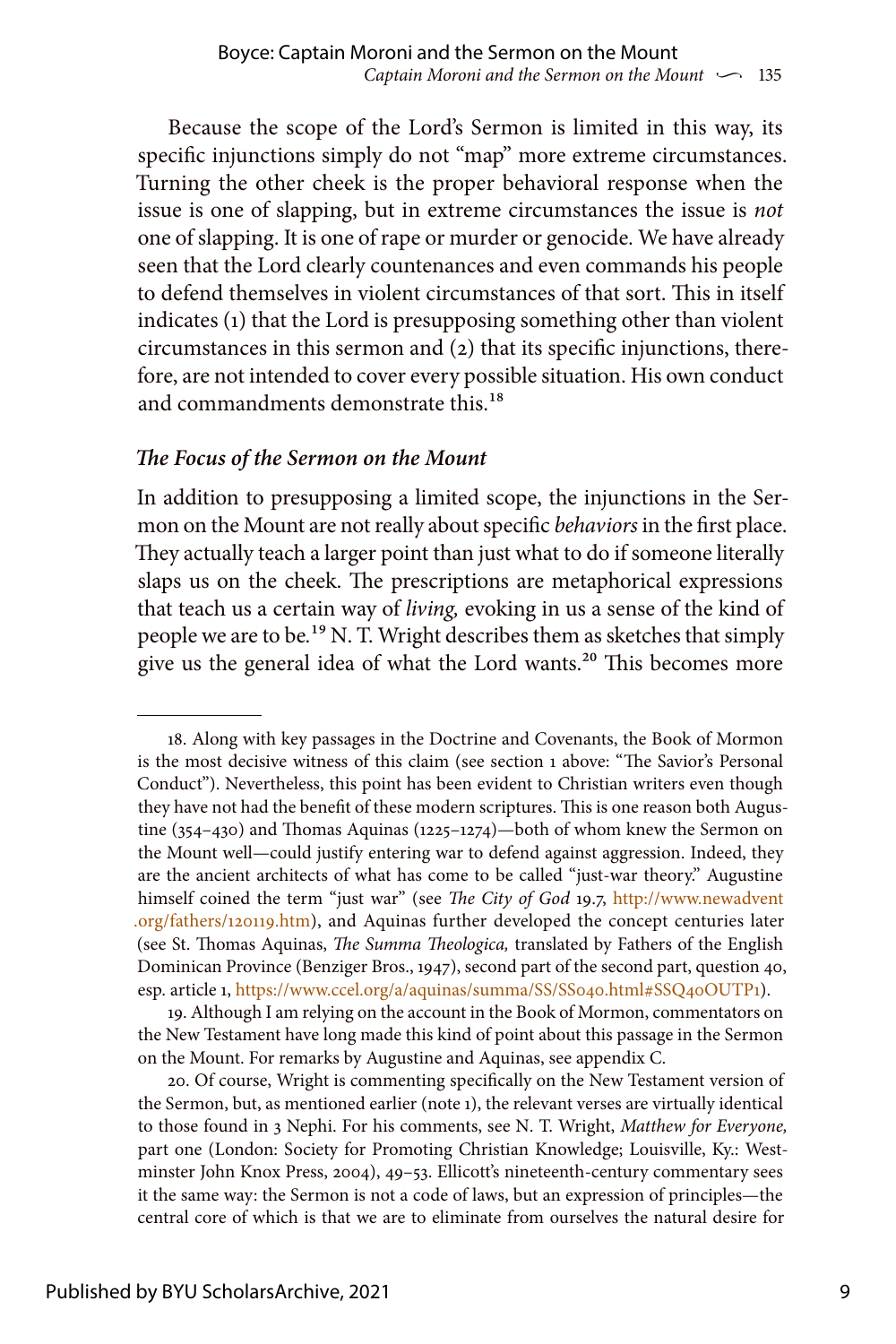Because the scope of the Lord's Sermon is limited in this way, its specific injunctions simply do not "map" more extreme circumstances. Turning the other cheek is the proper behavioral response when the issue is one of slapping, but in extreme circumstances the issue is *not* one of slapping. It is one of rape or murder or genocide. We have already seen that the Lord clearly countenances and even commands his people to defend themselves in violent circumstances of that sort. This in itself indicates (1) that the Lord is presupposing something other than violent circumstances in this sermon and (2) that its specific injunctions, therefore, are not intended to cover every possible situation. His own conduct and commandments demonstrate this.[18]

### *The Focus of the Sermon on the Mount*

In addition to presupposing a limited scope, the injunctions in the Sermon on the Mount are not really about specific *behaviors* in the first place. They actually teach a larger point than just what to do if someone literally slaps us on the cheek. The prescriptions are metaphorical expressions that teach us a certain way of *living,* evoking in us a sense of the kind of people we are to be.[19] N. T. Wright describes them as sketches that simply give us the general idea of what the Lord wants.[20] This becomes more

---

18. Along with key passages in the Doctrine and Covenants, the Book of Mormon is the most decisive witness of this claim (see section 1 above: "The Savior's Personal Conduct"). Nevertheless, this point has been evident to Christian writers even though they have not had the benefit of these modern scriptures. This is one reason both Augustine (354–430) and Thomas Aquinas (1225–1274)—both of whom knew the Sermon on the Mount well—could justify entering war to defend against aggression. Indeed, they are the ancient architects of what has come to be called "just-war theory." Augustine himself coined the term "just war" (see *The City of God* 19.7, http://www.newadvent.org/fathers/120119.htm), and Aquinas further developed the concept centuries later (see St. Thomas Aquinas, *The Summa Theologica,* translated by Fathers of the English Dominican Province (Benziger Bros., 1947), second part of the second part, question 40, esp. article 1, https://www.ccel.org/a/aquinas/summa/SS/SS040.html#SSQ40OUTP1).

19. Although I am relying on the account in the Book of Mormon, commentators on the New Testament have long made this kind of point about this passage in the Sermon on the Mount. For remarks by Augustine and Aquinas, see appendix C.

20. Of course, Wright is commenting specifically on the New Testament version of the Sermon, but, as mentioned earlier (note 1), the relevant verses are virtually identical to those found in 3 Nephi. For his comments, see N. T. Wright, *Matthew for Everyone,* part one (London: Society for Promoting Christian Knowledge; Louisville, Ky.: Westminster John Knox Press, 2004), 49–53. Ellicott's nineteenth-century commentary sees it the same way: the Sermon is not a code of laws, but an expression of principles—the central core of which is that we are to eliminate from ourselves the natural desire for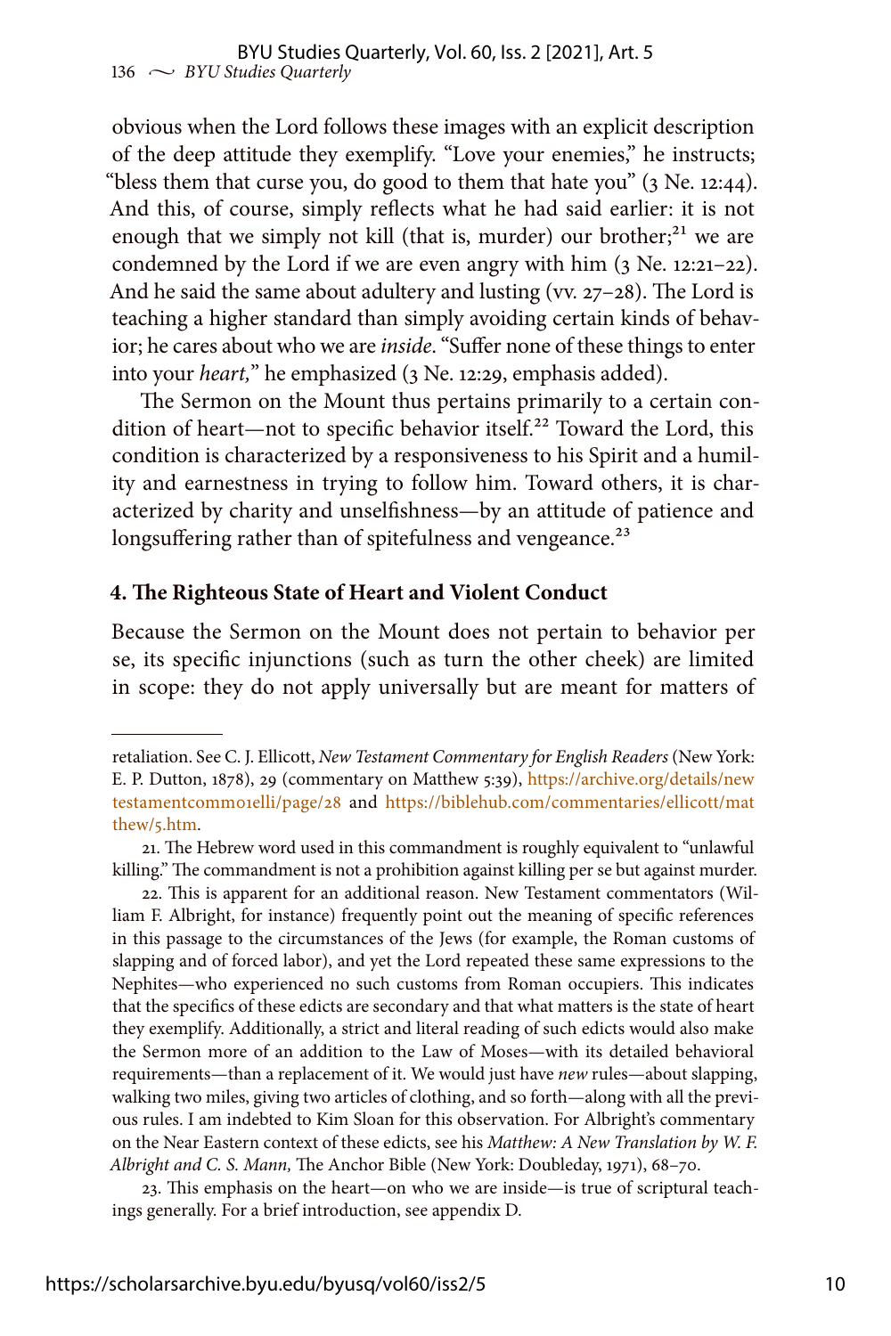obvious when the Lord follows these images with an explicit description of the deep attitude they exemplify. "Love your enemies," he instructs; "bless them that curse you, do good to them that hate you" (3 Ne. 12:44). And this, of course, simply reflects what he had said earlier: it is not enough that we simply not kill (that is, murder) our brother;[21] we are condemned by the Lord if we are even angry with him (3 Ne. 12:21–22). And he said the same about adultery and lusting (vv. 27–28). The Lord is teaching a higher standard than simply avoiding certain kinds of behavior; he cares about who we are *inside*. "Suffer none of these things to enter into your *heart,*" he emphasized (3 Ne. 12:29, emphasis added).

The Sermon on the Mount thus pertains primarily to a certain condition of heart—not to specific behavior itself.[22] Toward the Lord, this condition is characterized by a responsiveness to his Spirit and a humility and earnestness in trying to follow him. Toward others, it is characterized by charity and unselfishness—by an attitude of patience and longsuffering rather than of spitefulness and vengeance.[23]

### 4. The Righteous State of Heart and Violent Conduct

Because the Sermon on the Mount does not pertain to behavior per se, its specific injunctions (such as turn the other cheek) are limited in scope: they do not apply universally but are meant for matters of

---

retaliation. See C. J. Ellicott, *New Testament Commentary for English Readers* (New York: E. P. Dutton, 1878), 29 (commentary on Matthew 5:39), https://archive.org/details/newtestamentcommo1elli/page/28 and https://biblehub.com/commentaries/ellicott/matthew/5.htm.

21. The Hebrew word used in this commandment is roughly equivalent to "unlawful killing." The commandment is not a prohibition against killing per se but against murder.

22. This is apparent for an additional reason. New Testament commentators (William F. Albright, for instance) frequently point out the meaning of specific references in this passage to the circumstances of the Jews (for example, the Roman customs of slapping and of forced labor), and yet the Lord repeated these same expressions to the Nephites—who experienced no such customs from Roman occupiers. This indicates that the specifics of these edicts are secondary and that what matters is the state of heart they exemplify. Additionally, a strict and literal reading of such edicts would also make the Sermon more of an addition to the Law of Moses—with its detailed behavioral requirements—than a replacement of it. We would just have *new* rules—about slapping, walking two miles, giving two articles of clothing, and so forth—along with all the previous rules. I am indebted to Kim Sloan for this observation. For Albright's commentary on the Near Eastern context of these edicts, see his *Matthew: A New Translation by W. F. Albright and C. S. Mann,* The Anchor Bible (New York: Doubleday, 1971), 68–70.

23. This emphasis on the heart—on who we are inside—is true of scriptural teachings generally. For a brief introduction, see appendix D.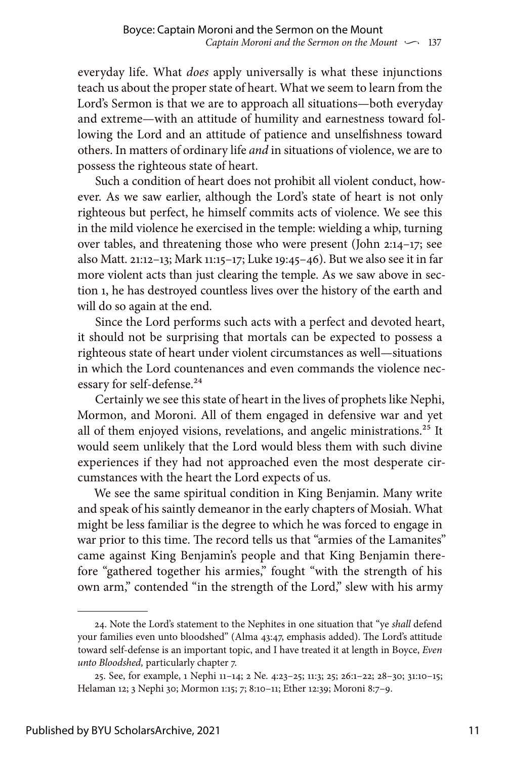everyday life. What *does* apply universally is what these injunctions teach us about the proper state of heart. What we seem to learn from the Lord's Sermon is that we are to approach all situations—both everyday and extreme—with an attitude of humility and earnestness toward following the Lord and an attitude of patience and unselfishness toward others. In matters of ordinary life *and* in situations of violence, we are to possess the righteous state of heart.

Such a condition of heart does not prohibit all violent conduct, however. As we saw earlier, although the Lord's state of heart is not only righteous but perfect, he himself commits acts of violence. We see this in the mild violence he exercised in the temple: wielding a whip, turning over tables, and threatening those who were present (John 2:14–17; see also Matt. 21:12–13; Mark 11:15–17; Luke 19:45–46). But we also see it in far more violent acts than just clearing the temple. As we saw above in section 1, he has destroyed countless lives over the history of the earth and will do so again at the end.

Since the Lord performs such acts with a perfect and devoted heart, it should not be surprising that mortals can be expected to possess a righteous state of heart under violent circumstances as well—situations in which the Lord countenances and even commands the violence necessary for self-defense.[24]

Certainly we see this state of heart in the lives of prophets like Nephi, Mormon, and Moroni. All of them engaged in defensive war and yet all of them enjoyed visions, revelations, and angelic ministrations.[25] It would seem unlikely that the Lord would bless them with such divine experiences if they had not approached even the most desperate circumstances with the heart the Lord expects of us.

We see the same spiritual condition in King Benjamin. Many write and speak of his saintly demeanor in the early chapters of Mosiah. What might be less familiar is the degree to which he was forced to engage in war prior to this time. The record tells us that "armies of the Lamanites" came against King Benjamin's people and that King Benjamin therefore "gathered together his armies," fought "with the strength of his own arm," contended "in the strength of the Lord," slew with his army

---

24. Note the Lord's statement to the Nephites in one situation that "ye *shall* defend your families even unto bloodshed" (Alma 43:47, emphasis added). The Lord's attitude toward self-defense is an important topic, and I have treated it at length in Boyce, *Even unto Bloodshed*, particularly chapter 7.

25. See, for example, 1 Nephi 11–14; 2 Ne. 4:23–25; 11:3; 25; 26:1–22; 28–30; 31:10–15; Helaman 12; 3 Nephi 30; Mormon 1:15; 7; 8:10–11; Ether 12:39; Moroni 8:7–9.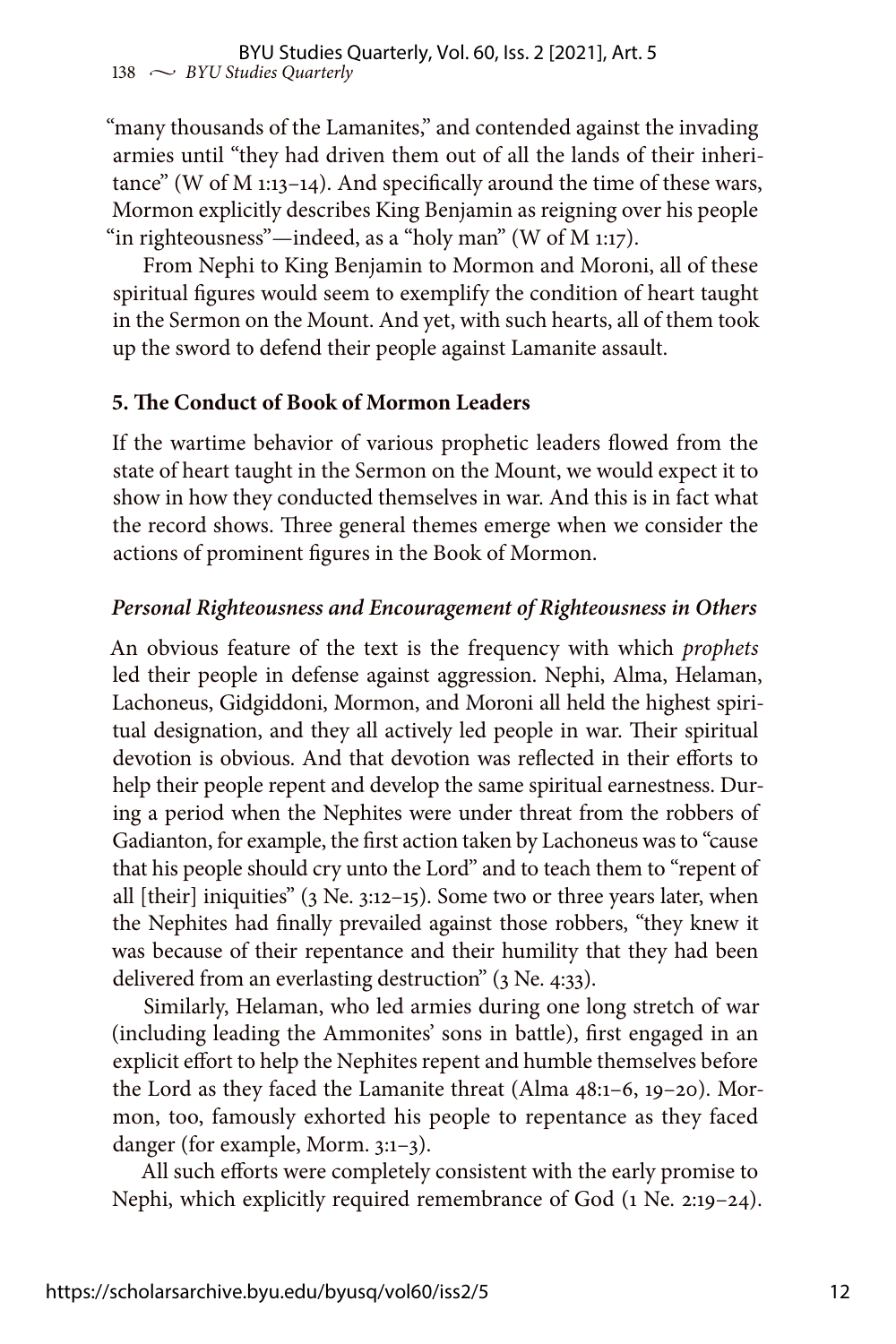"many thousands of the Lamanites," and contended against the invading armies until "they had driven them out of all the lands of their inheritance" (W of M 1:13–14). And specifically around the time of these wars, Mormon explicitly describes King Benjamin as reigning over his people "in righteousness"—indeed, as a "holy man" (W of M 1:17).

From Nephi to King Benjamin to Mormon and Moroni, all of these spiritual figures would seem to exemplify the condition of heart taught in the Sermon on the Mount. And yet, with such hearts, all of them took up the sword to defend their people against Lamanite assault.

### 5. The Conduct of Book of Mormon Leaders

If the wartime behavior of various prophetic leaders flowed from the state of heart taught in the Sermon on the Mount, we would expect it to show in how they conducted themselves in war. And this is in fact what the record shows. Three general themes emerge when we consider the actions of prominent figures in the Book of Mormon.

#### *Personal Righteousness and Encouragement of Righteousness in Others*

An obvious feature of the text is the frequency with which *prophets* led their people in defense against aggression. Nephi, Alma, Helaman, Lachoneus, Gidgiddoni, Mormon, and Moroni all held the highest spiritual designation, and they all actively led people in war. Their spiritual devotion is obvious. And that devotion was reflected in their efforts to help their people repent and develop the same spiritual earnestness. During a period when the Nephites were under threat from the robbers of Gadianton, for example, the first action taken by Lachoneus was to "cause that his people should cry unto the Lord" and to teach them to "repent of all [their] iniquities" (3 Ne. 3:12–15). Some two or three years later, when the Nephites had finally prevailed against those robbers, "they knew it was because of their repentance and their humility that they had been delivered from an everlasting destruction" (3 Ne. 4:33).

Similarly, Helaman, who led armies during one long stretch of war (including leading the Ammonites' sons in battle), first engaged in an explicit effort to help the Nephites repent and humble themselves before the Lord as they faced the Lamanite threat (Alma 48:1–6, 19–20). Mormon, too, famously exhorted his people to repentance as they faced danger (for example, Morm. 3:1–3).

All such efforts were completely consistent with the early promise to Nephi, which explicitly required remembrance of God (1 Ne. 2:19–24).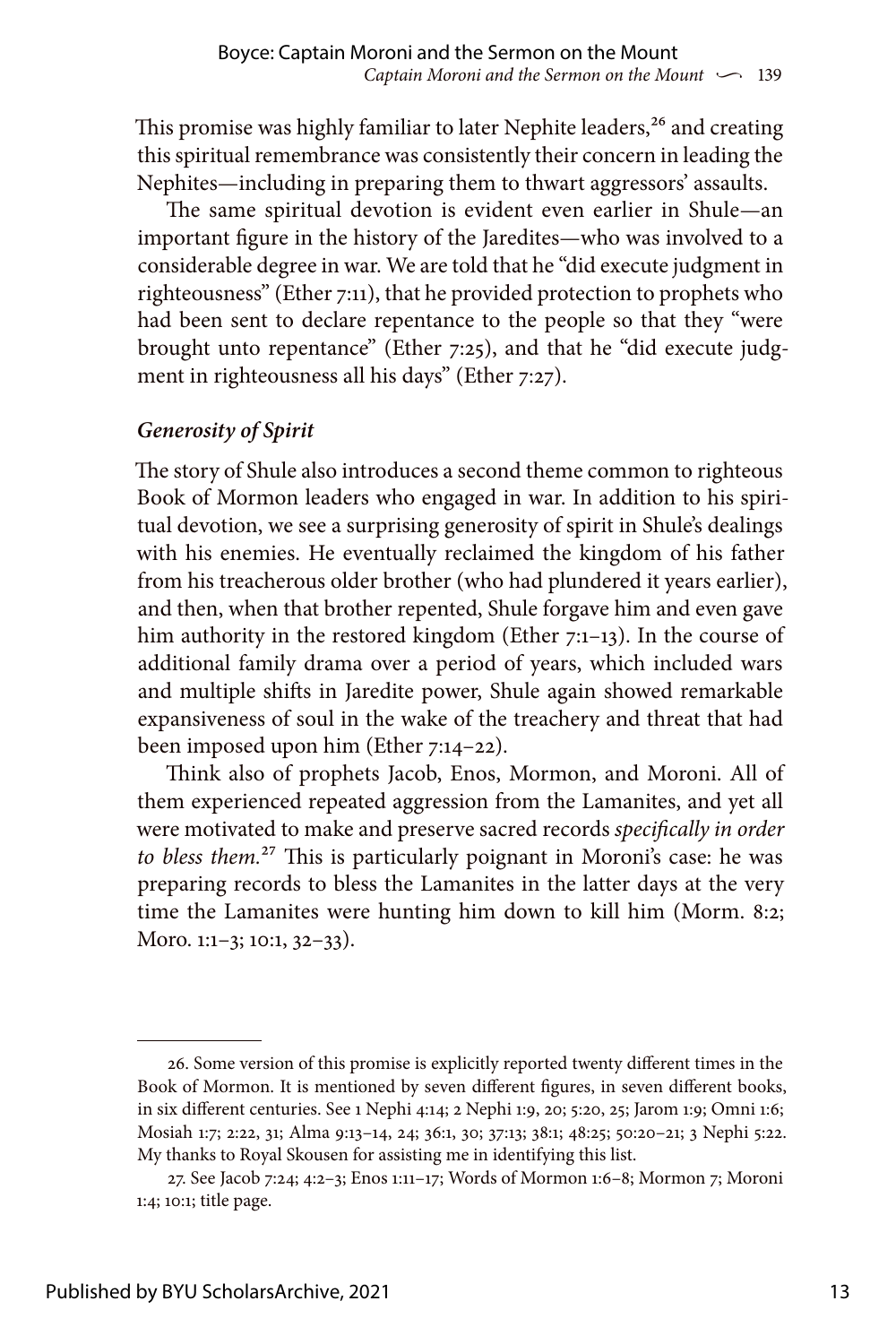This promise was highly familiar to later Nephite leaders,[26] and creating this spiritual remembrance was consistently their concern in leading the Nephites—including in preparing them to thwart aggressors' assaults.

The same spiritual devotion is evident even earlier in Shule—an important figure in the history of the Jaredites—who was involved to a considerable degree in war. We are told that he "did execute judgment in righteousness" (Ether 7:11), that he provided protection to prophets who had been sent to declare repentance to the people so that they "were brought unto repentance" (Ether 7:25), and that he "did execute judgment in righteousness all his days" (Ether 7:27).

### *Generosity of Spirit*

The story of Shule also introduces a second theme common to righteous Book of Mormon leaders who engaged in war. In addition to his spiritual devotion, we see a surprising generosity of spirit in Shule's dealings with his enemies. He eventually reclaimed the kingdom of his father from his treacherous older brother (who had plundered it years earlier), and then, when that brother repented, Shule forgave him and even gave him authority in the restored kingdom (Ether 7:1–13). In the course of additional family drama over a period of years, which included wars and multiple shifts in Jaredite power, Shule again showed remarkable expansiveness of soul in the wake of the treachery and threat that had been imposed upon him (Ether 7:14–22).

Think also of prophets Jacob, Enos, Mormon, and Moroni. All of them experienced repeated aggression from the Lamanites, and yet all were motivated to make and preserve sacred records *specifically in order to bless them.*[27] This is particularly poignant in Moroni's case: he was preparing records to bless the Lamanites in the latter days at the very time the Lamanites were hunting him down to kill him (Morm. 8:2; Moro. 1:1–3; 10:1, 32–33).

---

26. Some version of this promise is explicitly reported twenty different times in the Book of Mormon. It is mentioned by seven different figures, in seven different books, in six different centuries. See 1 Nephi 4:14; 2 Nephi 1:9, 20; 5:20, 25; Jarom 1:9; Omni 1:6; Mosiah 1:7; 2:22, 31; Alma 9:13–14, 24; 36:1, 30; 37:13; 38:1; 48:25; 50:20–21; 3 Nephi 5:22. My thanks to Royal Skousen for assisting me in identifying this list.

27. See Jacob 7:24; 4:2–3; Enos 1:11–17; Words of Mormon 1:6–8; Mormon 7; Moroni 1:4; 10:1; title page.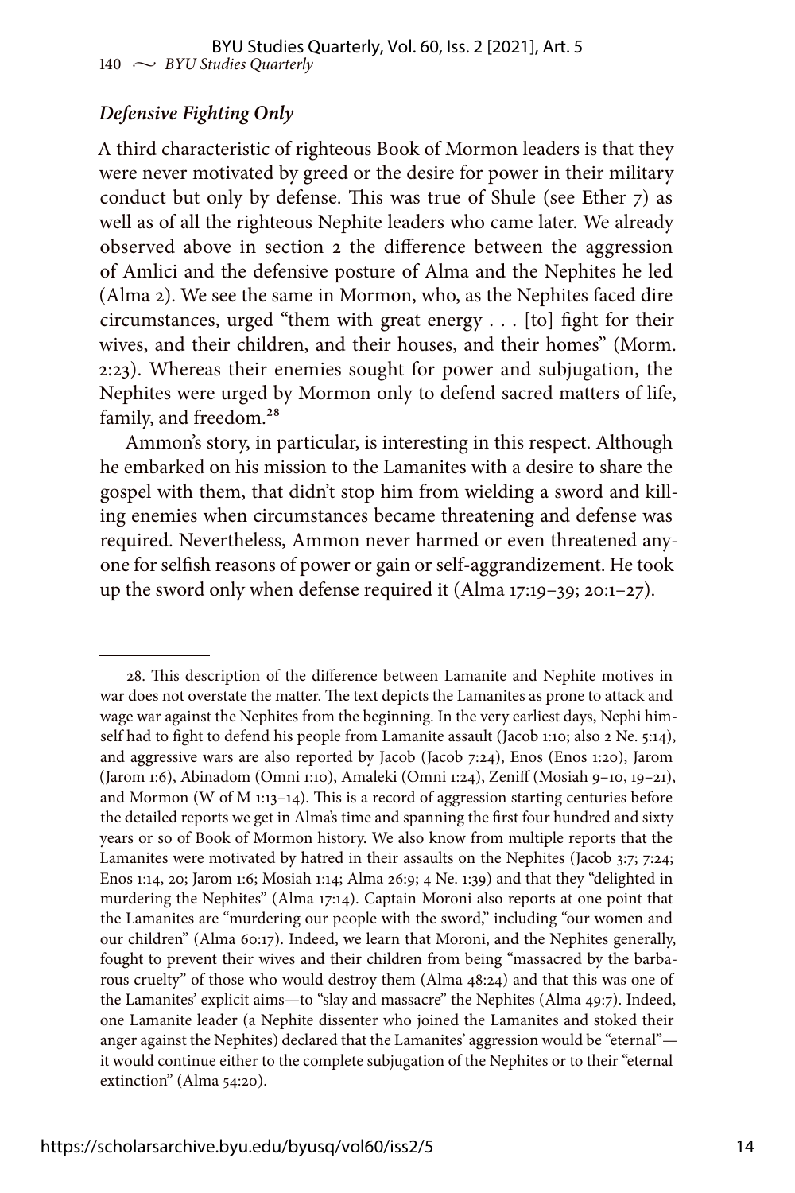### *Defensive Fighting Only*

A third characteristic of righteous Book of Mormon leaders is that they were never motivated by greed or the desire for power in their military conduct but only by defense. This was true of Shule (see Ether 7) as well as of all the righteous Nephite leaders who came later. We already observed above in section 2 the difference between the aggression of Amlici and the defensive posture of Alma and the Nephites he led (Alma 2). We see the same in Mormon, who, as the Nephites faced dire circumstances, urged "them with great energy . . . [to] fight for their wives, and their children, and their houses, and their homes" (Morm. 2:23). Whereas their enemies sought for power and subjugation, the Nephites were urged by Mormon only to defend sacred matters of life, family, and freedom.[28]

Ammon's story, in particular, is interesting in this respect. Although he embarked on his mission to the Lamanites with a desire to share the gospel with them, that didn't stop him from wielding a sword and killing enemies when circumstances became threatening and defense was required. Nevertheless, Ammon never harmed or even threatened anyone for selfish reasons of power or gain or self-aggrandizement. He took up the sword only when defense required it (Alma 17:19–39; 20:1–27).

---

28. This description of the difference between Lamanite and Nephite motives in war does not overstate the matter. The text depicts the Lamanites as prone to attack and wage war against the Nephites from the beginning. In the very earliest days, Nephi himself had to fight to defend his people from Lamanite assault (Jacob 1:10; also 2 Ne. 5:14), and aggressive wars are also reported by Jacob (Jacob 7:24), Enos (Enos 1:20), Jarom (Jarom 1:6), Abinadom (Omni 1:10), Amaleki (Omni 1:24), Zeniff (Mosiah 9–10, 19–21), and Mormon (W of M 1:13–14). This is a record of aggression starting centuries before the detailed reports we get in Alma's time and spanning the first four hundred and sixty years or so of Book of Mormon history. We also know from multiple reports that the Lamanites were motivated by hatred in their assaults on the Nephites (Jacob 3:7; 7:24; Enos 1:14, 20; Jarom 1:6; Mosiah 1:14; Alma 26:9; 4 Ne. 1:39) and that they "delighted in murdering the Nephites" (Alma 17:14). Captain Moroni also reports at one point that the Lamanites are "murdering our people with the sword," including "our women and our children" (Alma 60:17). Indeed, we learn that Moroni, and the Nephites generally, fought to prevent their wives and their children from being "massacred by the barbarous cruelty" of those who would destroy them (Alma 48:24) and that this was one of the Lamanites' explicit aims—to "slay and massacre" the Nephites (Alma 49:7). Indeed, one Lamanite leader (a Nephite dissenter who joined the Lamanites and stoked their anger against the Nephites) declared that the Lamanites' aggression would be "eternal"—it would continue either to the complete subjugation of the Nephites or to their "eternal extinction" (Alma 54:20).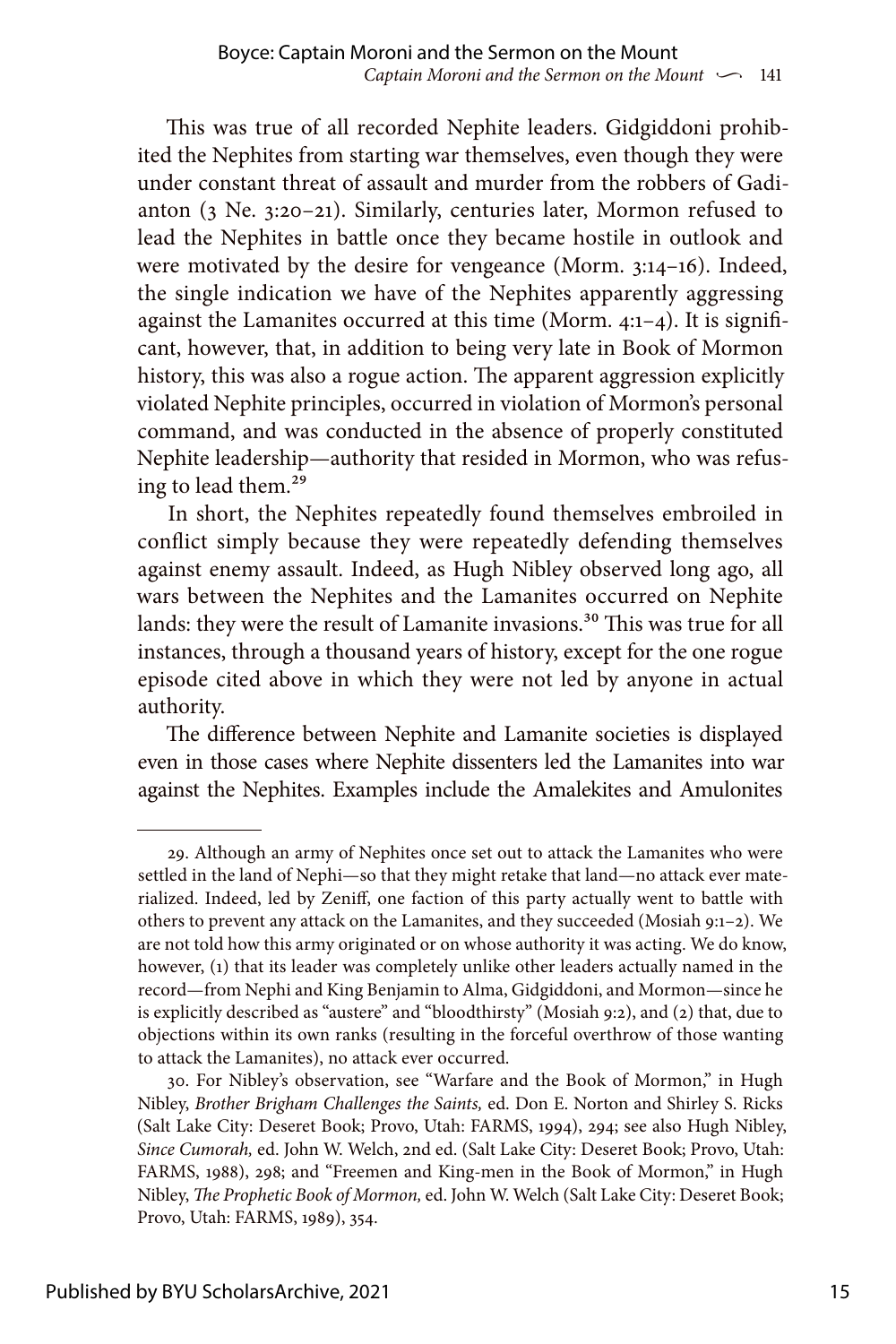This was true of all recorded Nephite leaders. Gidgiddoni prohibited the Nephites from starting war themselves, even though they were under constant threat of assault and murder from the robbers of Gadianton (3 Ne. 3:20–21). Similarly, centuries later, Mormon refused to lead the Nephites in battle once they became hostile in outlook and were motivated by the desire for vengeance (Morm. 3:14–16). Indeed, the single indication we have of the Nephites apparently aggressing against the Lamanites occurred at this time (Morm. 4:1–4). It is significant, however, that, in addition to being very late in Book of Mormon history, this was also a rogue action. The apparent aggression explicitly violated Nephite principles, occurred in violation of Mormon's personal command, and was conducted in the absence of properly constituted Nephite leadership—authority that resided in Mormon, who was refusing to lead them.[29]

In short, the Nephites repeatedly found themselves embroiled in conflict simply because they were repeatedly defending themselves against enemy assault. Indeed, as Hugh Nibley observed long ago, all wars between the Nephites and the Lamanites occurred on Nephite lands: they were the result of Lamanite invasions.[30] This was true for all instances, through a thousand years of history, except for the one rogue episode cited above in which they were not led by anyone in actual authority.

The difference between Nephite and Lamanite societies is displayed even in those cases where Nephite dissenters led the Lamanites into war against the Nephites. Examples include the Amalekites and Amulonites

---

29. Although an army of Nephites once set out to attack the Lamanites who were settled in the land of Nephi—so that they might retake that land—no attack ever materialized. Indeed, led by Zeniff, one faction of this party actually went to battle with others to prevent any attack on the Lamanites, and they succeeded (Mosiah 9:1–2). We are not told how this army originated or on whose authority it was acting. We do know, however, (1) that its leader was completely unlike other leaders actually named in the record—from Nephi and King Benjamin to Alma, Gidgiddoni, and Mormon—since he is explicitly described as "austere" and "bloodthirsty" (Mosiah 9:2), and (2) that, due to objections within its own ranks (resulting in the forceful overthrow of those wanting to attack the Lamanites), no attack ever occurred.

30. For Nibley's observation, see "Warfare and the Book of Mormon," in Hugh Nibley, *Brother Brigham Challenges the Saints,* ed. Don E. Norton and Shirley S. Ricks (Salt Lake City: Deseret Book; Provo, Utah: FARMS, 1994), 294; see also Hugh Nibley, *Since Cumorah,* ed. John W. Welch, 2nd ed. (Salt Lake City: Deseret Book; Provo, Utah: FARMS, 1988), 298; and "Freemen and King-men in the Book of Mormon," in Hugh Nibley, *The Prophetic Book of Mormon,* ed. John W. Welch (Salt Lake City: Deseret Book; Provo, Utah: FARMS, 1989), 354.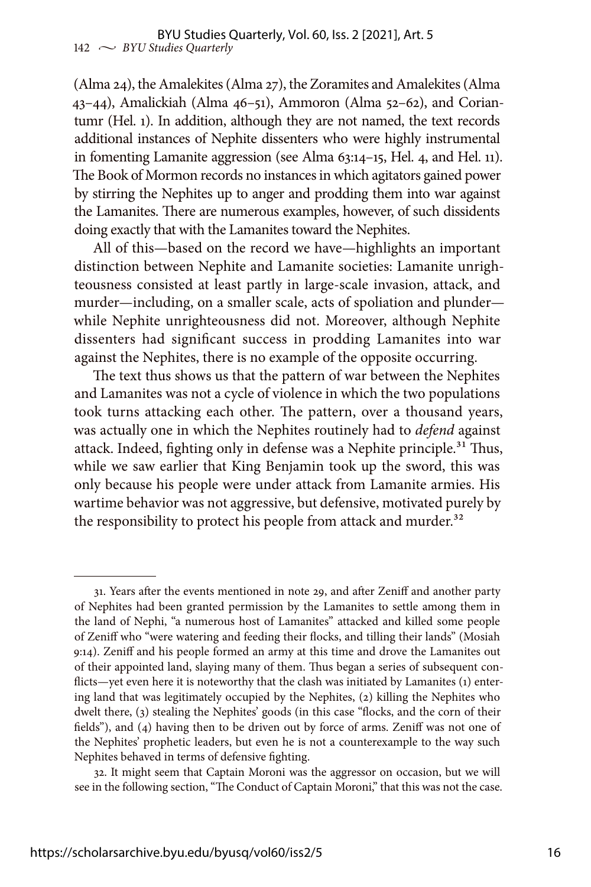(Alma 24), the Amalekites (Alma 27), the Zoramites and Amalekites (Alma 43–44), Amalickiah (Alma 46–51), Ammoron (Alma 52–62), and Coriantumr (Hel. 1). In addition, although they are not named, the text records additional instances of Nephite dissenters who were highly instrumental in fomenting Lamanite aggression (see Alma 63:14–15, Hel. 4, and Hel. 11). The Book of Mormon records no instances in which agitators gained power by stirring the Nephites up to anger and prodding them into war against the Lamanites. There are numerous examples, however, of such dissidents doing exactly that with the Lamanites toward the Nephites.

All of this—based on the record we have—highlights an important distinction between Nephite and Lamanite societies: Lamanite unrighteousness consisted at least partly in large-scale invasion, attack, and murder—including, on a smaller scale, acts of spoliation and plunder—while Nephite unrighteousness did not. Moreover, although Nephite dissenters had significant success in prodding Lamanites into war against the Nephites, there is no example of the opposite occurring.

The text thus shows us that the pattern of war between the Nephites and Lamanites was not a cycle of violence in which the two populations took turns attacking each other. The pattern, over a thousand years, was actually one in which the Nephites routinely had to *defend* against attack. Indeed, fighting only in defense was a Nephite principle.[31] Thus, while we saw earlier that King Benjamin took up the sword, this was only because his people were under attack from Lamanite armies. His wartime behavior was not aggressive, but defensive, motivated purely by the responsibility to protect his people from attack and murder.[32]

---

31. Years after the events mentioned in note 29, and after Zeniff and another party of Nephites had been granted permission by the Lamanites to settle among them in the land of Nephi, "a numerous host of Lamanites" attacked and killed some people of Zeniff who "were watering and feeding their flocks, and tilling their lands" (Mosiah 9:14). Zeniff and his people formed an army at this time and drove the Lamanites out of their appointed land, slaying many of them. Thus began a series of subsequent conflicts—yet even here it is noteworthy that the clash was initiated by Lamanites (1) entering land that was legitimately occupied by the Nephites, (2) killing the Nephites who dwelt there, (3) stealing the Nephites' goods (in this case "flocks, and the corn of their fields"), and (4) having then to be driven out by force of arms. Zeniff was not one of the Nephites' prophetic leaders, but even he is not a counterexample to the way such Nephites behaved in terms of defensive fighting.

32. It might seem that Captain Moroni was the aggressor on occasion, but we will see in the following section, "The Conduct of Captain Moroni," that this was not the case.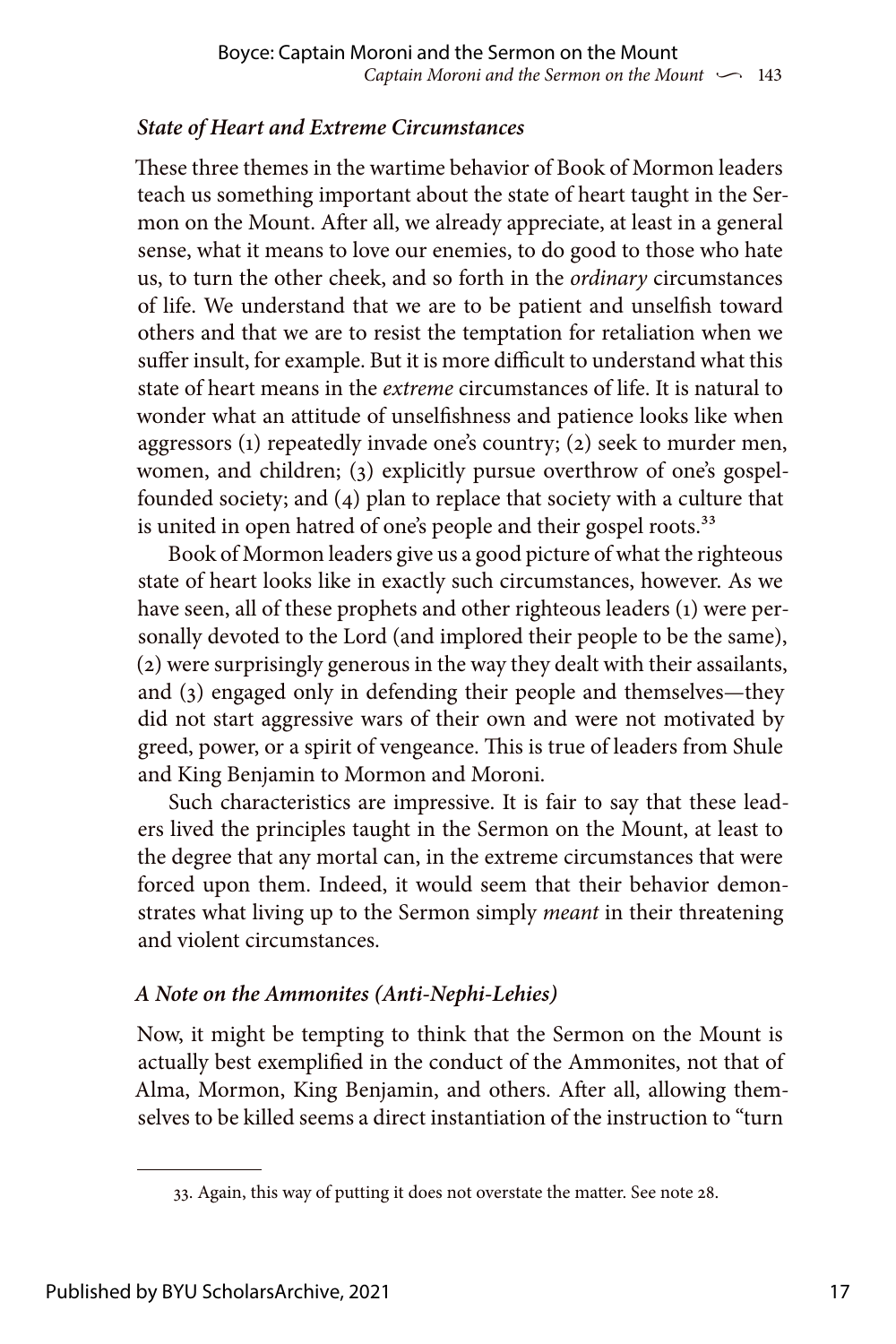### *State of Heart and Extreme Circumstances*

These three themes in the wartime behavior of Book of Mormon leaders teach us something important about the state of heart taught in the Sermon on the Mount. After all, we already appreciate, at least in a general sense, what it means to love our enemies, to do good to those who hate us, to turn the other cheek, and so forth in the *ordinary* circumstances of life. We understand that we are to be patient and unselfish toward others and that we are to resist the temptation for retaliation when we suffer insult, for example. But it is more difficult to understand what this state of heart means in the *extreme* circumstances of life. It is natural to wonder what an attitude of unselfishness and patience looks like when aggressors (1) repeatedly invade one's country; (2) seek to murder men, women, and children; (3) explicitly pursue overthrow of one's gospel-founded society; and (4) plan to replace that society with a culture that is united in open hatred of one's people and their gospel roots.[33]

Book of Mormon leaders give us a good picture of what the righteous state of heart looks like in exactly such circumstances, however. As we have seen, all of these prophets and other righteous leaders (1) were personally devoted to the Lord (and implored their people to be the same), (2) were surprisingly generous in the way they dealt with their assailants, and (3) engaged only in defending their people and themselves—they did not start aggressive wars of their own and were not motivated by greed, power, or a spirit of vengeance. This is true of leaders from Shule and King Benjamin to Mormon and Moroni.

Such characteristics are impressive. It is fair to say that these leaders lived the principles taught in the Sermon on the Mount, at least to the degree that any mortal can, in the extreme circumstances that were forced upon them. Indeed, it would seem that their behavior demonstrates what living up to the Sermon simply *meant* in their threatening and violent circumstances.

### *A Note on the Ammonites (Anti-Nephi-Lehies)*

Now, it might be tempting to think that the Sermon on the Mount is actually best exemplified in the conduct of the Ammonites, not that of Alma, Mormon, King Benjamin, and others. After all, allowing themselves to be killed seems a direct instantiation of the instruction to "turn

---

33. Again, this way of putting it does not overstate the matter. See note 28.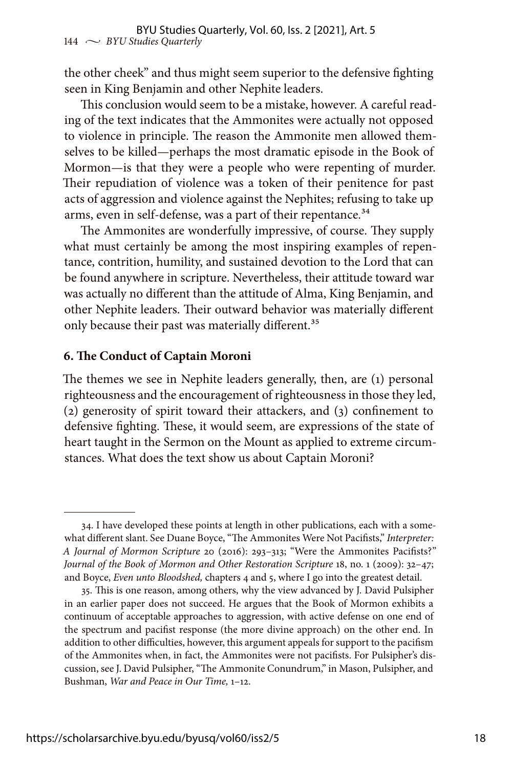the other cheek" and thus might seem superior to the defensive fighting seen in King Benjamin and other Nephite leaders.

This conclusion would seem to be a mistake, however. A careful reading of the text indicates that the Ammonites were actually not opposed to violence in principle. The reason the Ammonite men allowed themselves to be killed—perhaps the most dramatic episode in the Book of Mormon—is that they were a people who were repenting of murder. Their repudiation of violence was a token of their penitence for past acts of aggression and violence against the Nephites; refusing to take up arms, even in self-defense, was a part of their repentance.[34]

The Ammonites are wonderfully impressive, of course. They supply what must certainly be among the most inspiring examples of repentance, contrition, humility, and sustained devotion to the Lord that can be found anywhere in scripture. Nevertheless, their attitude toward war was actually no different than the attitude of Alma, King Benjamin, and other Nephite leaders. Their outward behavior was materially different only because their past was materially different.[35]

### 6. The Conduct of Captain Moroni

The themes we see in Nephite leaders generally, then, are (1) personal righteousness and the encouragement of righteousness in those they led, (2) generosity of spirit toward their attackers, and (3) confinement to defensive fighting. These, it would seem, are expressions of the state of heart taught in the Sermon on the Mount as applied to extreme circumstances. What does the text show us about Captain Moroni?

---

34. I have developed these points at length in other publications, each with a somewhat different slant. See Duane Boyce, "The Ammonites Were Not Pacifists," *Interpreter: A Journal of Mormon Scripture* 20 (2016): 293–313; "Were the Ammonites Pacifists?" *Journal of the Book of Mormon and Other Restoration Scripture* 18, no. 1 (2009): 32–47; and Boyce, *Even unto Bloodshed,* chapters 4 and 5, where I go into the greatest detail.

35. This is one reason, among others, why the view advanced by J. David Pulsipher in an earlier paper does not succeed. He argues that the Book of Mormon exhibits a continuum of acceptable approaches to aggression, with active defense on one end of the spectrum and pacifist response (the more divine approach) on the other end. In addition to other difficulties, however, this argument appeals for support to the pacifism of the Ammonites when, in fact, the Ammonites were not pacifists. For Pulsipher's discussion, see J. David Pulsipher, "The Ammonite Conundrum," in Mason, Pulsipher, and Bushman, *War and Peace in Our Time,* 1–12.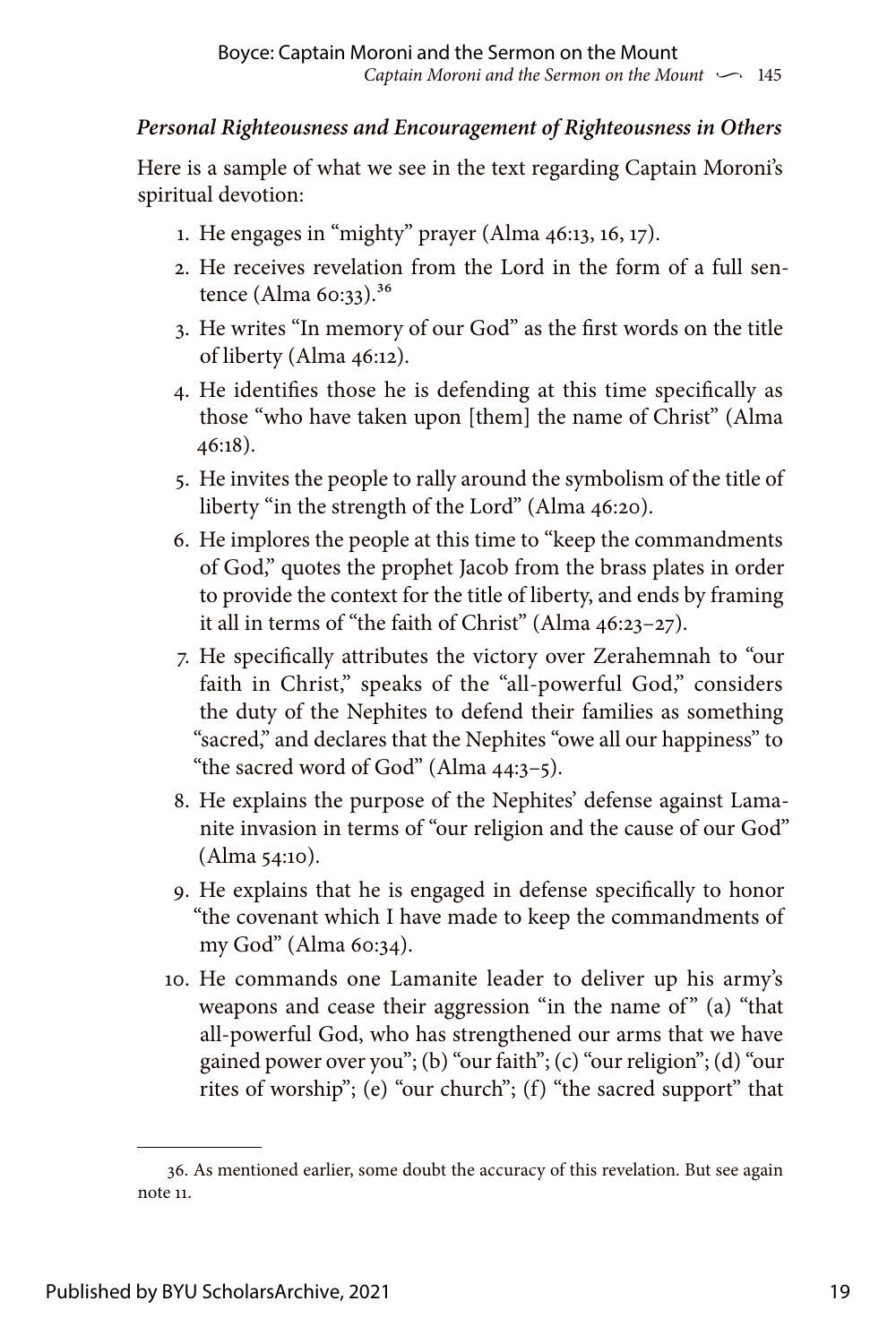### *Personal Righteousness and Encouragement of Righteousness in Others*

Here is a sample of what we see in the text regarding Captain Moroni's spiritual devotion:

1. He engages in "mighty" prayer (Alma 46:13, 16, 17).
2. He receives revelation from the Lord in the form of a full sentence (Alma 60:33).[36]
3. He writes "In memory of our God" as the first words on the title of liberty (Alma 46:12).
4. He identifies those he is defending at this time specifically as those "who have taken upon [them] the name of Christ" (Alma 46:18).
5. He invites the people to rally around the symbolism of the title of liberty "in the strength of the Lord" (Alma 46:20).
6. He implores the people at this time to "keep the commandments of God," quotes the prophet Jacob from the brass plates in order to provide the context for the title of liberty, and ends by framing it all in terms of "the faith of Christ" (Alma 46:23–27).
7. He specifically attributes the victory over Zerahemnah to "our faith in Christ," speaks of the "all-powerful God," considers the duty of the Nephites to defend their families as something "sacred," and declares that the Nephites "owe all our happiness" to "the sacred word of God" (Alma 44:3–5).
8. He explains the purpose of the Nephites' defense against Lamanite invasion in terms of "our religion and the cause of our God" (Alma 54:10).
9. He explains that he is engaged in defense specifically to honor "the covenant which I have made to keep the commandments of my God" (Alma 60:34).
10. He commands one Lamanite leader to deliver up his army's weapons and cease their aggression "in the name of" (a) "that all-powerful God, who has strengthened our arms that we have gained power over you"; (b) "our faith"; (c) "our religion"; (d) "our rites of worship"; (e) "our church"; (f) "the sacred support" that

---

36. As mentioned earlier, some doubt the accuracy of this revelation. But see again note 11.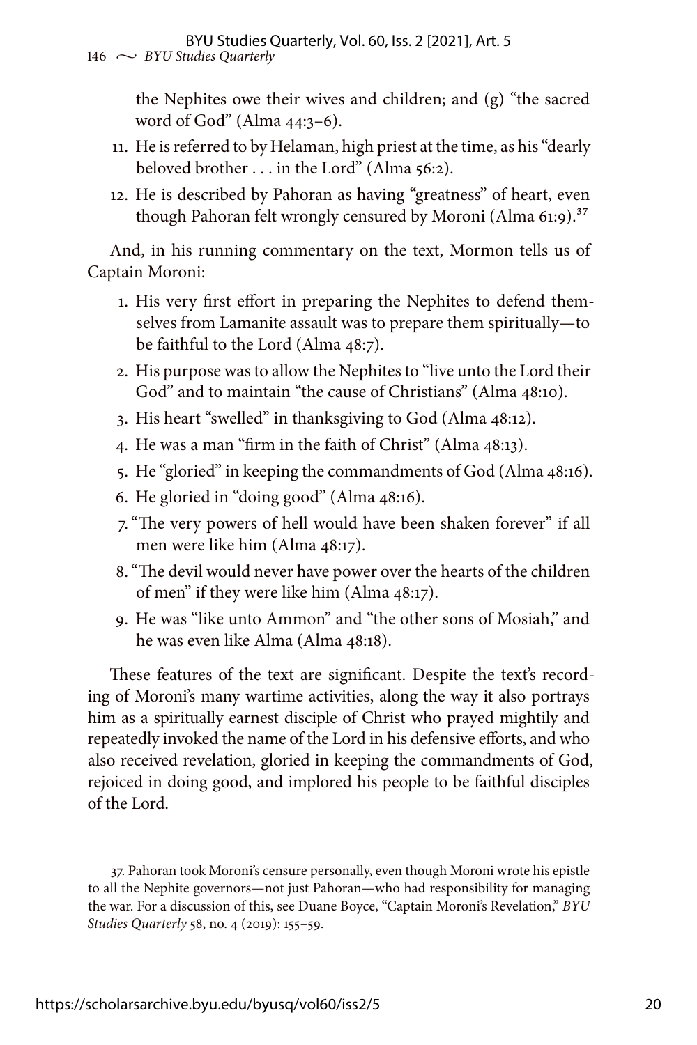the Nephites owe their wives and children; and (g) "the sacred word of God" (Alma 44:3–6).

11. He is referred to by Helaman, high priest at the time, as his "dearly beloved brother . . . in the Lord" (Alma 56:2).
12. He is described by Pahoran as having "greatness" of heart, even though Pahoran felt wrongly censured by Moroni (Alma 61:9).[37]

And, in his running commentary on the text, Mormon tells us of Captain Moroni:

1. His very first effort in preparing the Nephites to defend themselves from Lamanite assault was to prepare them spiritually—to be faithful to the Lord (Alma 48:7).
2. His purpose was to allow the Nephites to "live unto the Lord their God" and to maintain "the cause of Christians" (Alma 48:10).
3. His heart "swelled" in thanksgiving to God (Alma 48:12).
4. He was a man "firm in the faith of Christ" (Alma 48:13).
5. He "gloried" in keeping the commandments of God (Alma 48:16).
6. He gloried in "doing good" (Alma 48:16).
7. "The very powers of hell would have been shaken forever" if all men were like him (Alma 48:17).
8. "The devil would never have power over the hearts of the children of men" if they were like him (Alma 48:17).
9. He was "like unto Ammon" and "the other sons of Mosiah," and he was even like Alma (Alma 48:18).

These features of the text are significant. Despite the text's recording of Moroni's many wartime activities, along the way it also portrays him as a spiritually earnest disciple of Christ who prayed mightily and repeatedly invoked the name of the Lord in his defensive efforts, and who also received revelation, gloried in keeping the commandments of God, rejoiced in doing good, and implored his people to be faithful disciples of the Lord.

---

37. Pahoran took Moroni's censure personally, even though Moroni wrote his epistle to all the Nephite governors—not just Pahoran—who had responsibility for managing the war. For a discussion of this, see Duane Boyce, "Captain Moroni's Revelation," *BYU Studies Quarterly* 58, no. 4 (2019): 155–59.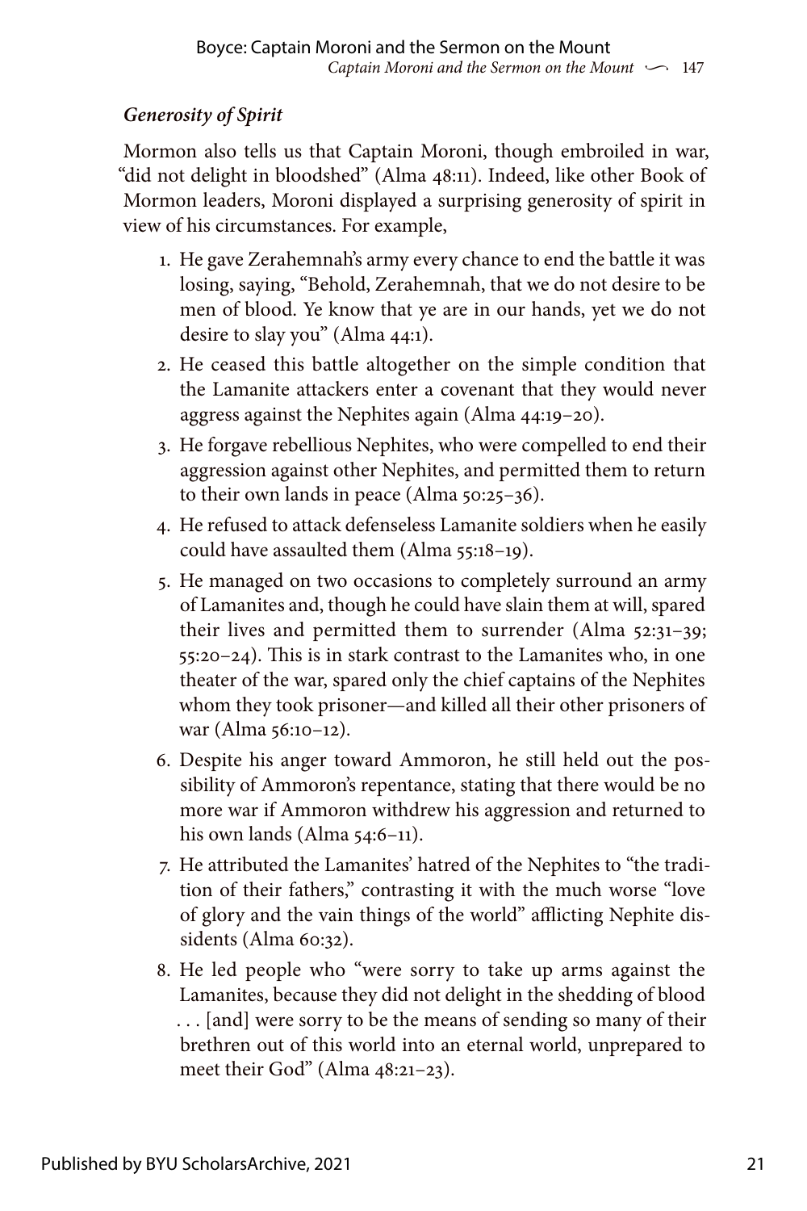### *Generosity of Spirit*

Mormon also tells us that Captain Moroni, though embroiled in war, "did not delight in bloodshed" (Alma 48:11). Indeed, like other Book of Mormon leaders, Moroni displayed a surprising generosity of spirit in view of his circumstances. For example,

1. He gave Zerahemnah's army every chance to end the battle it was losing, saying, "Behold, Zerahemnah, that we do not desire to be men of blood. Ye know that ye are in our hands, yet we do not desire to slay you" (Alma 44:1).
2. He ceased this battle altogether on the simple condition that the Lamanite attackers enter a covenant that they would never aggress against the Nephites again (Alma 44:19–20).
3. He forgave rebellious Nephites, who were compelled to end their aggression against other Nephites, and permitted them to return to their own lands in peace (Alma 50:25–36).
4. He refused to attack defenseless Lamanite soldiers when he easily could have assaulted them (Alma 55:18–19).
5. He managed on two occasions to completely surround an army of Lamanites and, though he could have slain them at will, spared their lives and permitted them to surrender (Alma 52:31–39; 55:20–24). This is in stark contrast to the Lamanites who, in one theater of the war, spared only the chief captains of the Nephites whom they took prisoner—and killed all their other prisoners of war (Alma 56:10–12).
6. Despite his anger toward Ammoron, he still held out the possibility of Ammoron's repentance, stating that there would be no more war if Ammoron withdrew his aggression and returned to his own lands (Alma 54:6–11).
7. He attributed the Lamanites' hatred of the Nephites to "the tradition of their fathers," contrasting it with the much worse "love of glory and the vain things of the world" afflicting Nephite dissidents (Alma 60:32).
8. He led people who "were sorry to take up arms against the Lamanites, because they did not delight in the shedding of blood . . . [and] were sorry to be the means of sending so many of their brethren out of this world into an eternal world, unprepared to meet their God" (Alma 48:21–23).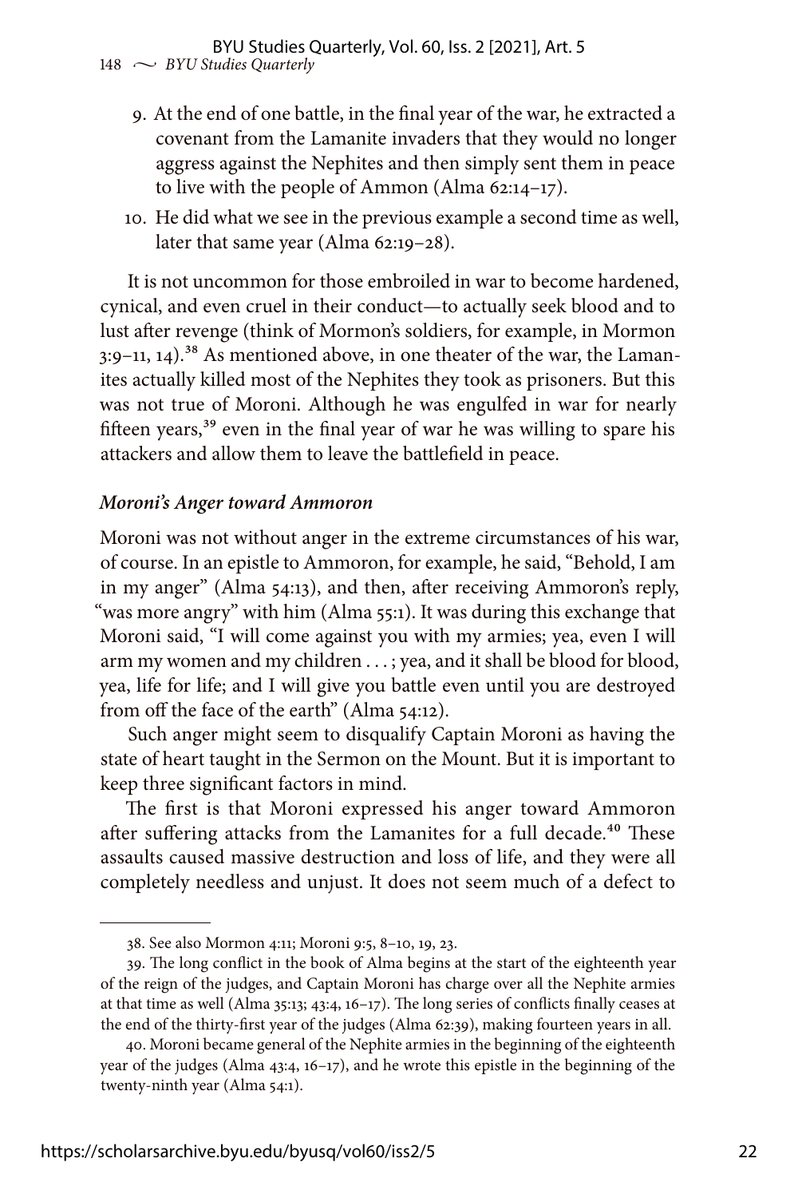9. At the end of one battle, in the final year of the war, he extracted a covenant from the Lamanite invaders that they would no longer aggress against the Nephites and then simply sent them in peace to live with the people of Ammon (Alma 62:14–17).
10. He did what we see in the previous example a second time as well, later that same year (Alma 62:19–28).

It is not uncommon for those embroiled in war to become hardened, cynical, and even cruel in their conduct—to actually seek blood and to lust after revenge (think of Mormon's soldiers, for example, in Mormon 3:9–11, 14).[38] As mentioned above, in one theater of the war, the Lamanites actually killed most of the Nephites they took as prisoners. But this was not true of Moroni. Although he was engulfed in war for nearly fifteen years,[39] even in the final year of war he was willing to spare his attackers and allow them to leave the battlefield in peace.

### *Moroni's Anger toward Ammoron*

Moroni was not without anger in the extreme circumstances of his war, of course. In an epistle to Ammoron, for example, he said, "Behold, I am in my anger" (Alma 54:13), and then, after receiving Ammoron's reply, "was more angry" with him (Alma 55:1). It was during this exchange that Moroni said, "I will come against you with my armies; yea, even I will arm my women and my children . . . ; yea, and it shall be blood for blood, yea, life for life; and I will give you battle even until you are destroyed from off the face of the earth" (Alma 54:12).

Such anger might seem to disqualify Captain Moroni as having the state of heart taught in the Sermon on the Mount. But it is important to keep three significant factors in mind.

The first is that Moroni expressed his anger toward Ammoron after suffering attacks from the Lamanites for a full decade.[40] These assaults caused massive destruction and loss of life, and they were all completely needless and unjust. It does not seem much of a defect to

---

38. See also Mormon 4:11; Moroni 9:5, 8–10, 19, 23.

39. The long conflict in the book of Alma begins at the start of the eighteenth year of the reign of the judges, and Captain Moroni has charge over all the Nephite armies at that time as well (Alma 35:13; 43:4, 16–17). The long series of conflicts finally ceases at the end of the thirty-first year of the judges (Alma 62:39), making fourteen years in all.

40. Moroni became general of the Nephite armies in the beginning of the eighteenth year of the judges (Alma 43:4, 16–17), and he wrote this epistle in the beginning of the twenty-ninth year (Alma 54:1).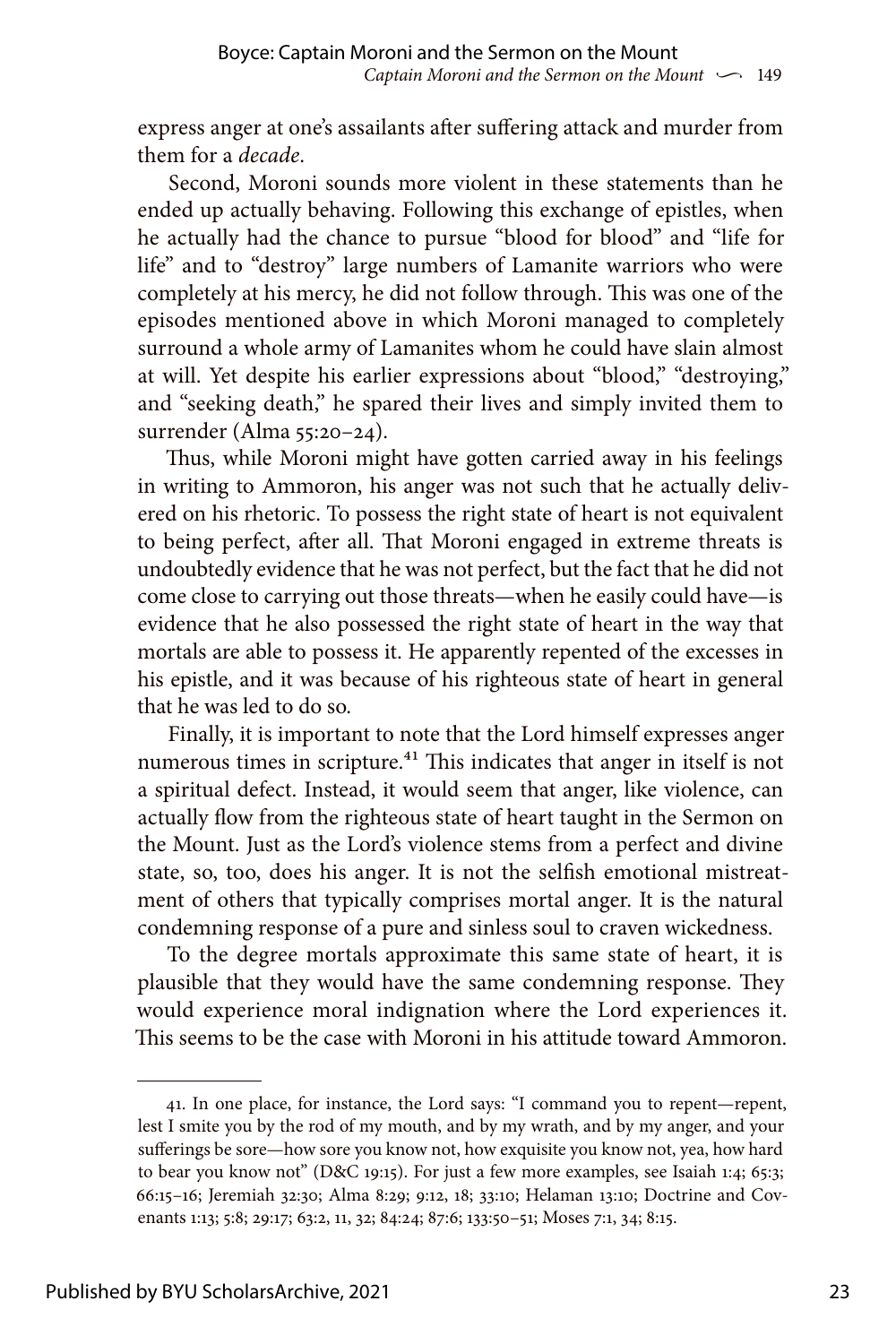express anger at one's assailants after suffering attack and murder from them for a *decade*.

Second, Moroni sounds more violent in these statements than he ended up actually behaving. Following this exchange of epistles, when he actually had the chance to pursue "blood for blood" and "life for life" and to "destroy" large numbers of Lamanite warriors who were completely at his mercy, he did not follow through. This was one of the episodes mentioned above in which Moroni managed to completely surround a whole army of Lamanites whom he could have slain almost at will. Yet despite his earlier expressions about "blood," "destroying," and "seeking death," he spared their lives and simply invited them to surrender (Alma 55:20–24).

Thus, while Moroni might have gotten carried away in his feelings in writing to Ammoron, his anger was not such that he actually delivered on his rhetoric. To possess the right state of heart is not equivalent to being perfect, after all. That Moroni engaged in extreme threats is undoubtedly evidence that he was not perfect, but the fact that he did not come close to carrying out those threats—when he easily could have—is evidence that he also possessed the right state of heart in the way that mortals are able to possess it. He apparently repented of the excesses in his epistle, and it was because of his righteous state of heart in general that he was led to do so.

Finally, it is important to note that the Lord himself expresses anger numerous times in scripture.[41] This indicates that anger in itself is not a spiritual defect. Instead, it would seem that anger, like violence, can actually flow from the righteous state of heart taught in the Sermon on the Mount. Just as the Lord's violence stems from a perfect and divine state, so, too, does his anger. It is not the selfish emotional mistreatment of others that typically comprises mortal anger. It is the natural condemning response of a pure and sinless soul to craven wickedness.

To the degree mortals approximate this same state of heart, it is plausible that they would have the same condemning response. They would experience moral indignation where the Lord experiences it. This seems to be the case with Moroni in his attitude toward Ammoron.

---

41. In one place, for instance, the Lord says: "I command you to repent—repent, lest I smite you by the rod of my mouth, and by my wrath, and by my anger, and your sufferings be sore—how sore you know not, how exquisite you know not, yea, how hard to bear you know not" (D&C 19:15). For just a few more examples, see Isaiah 1:4; 65:3; 66:15–16; Jeremiah 32:30; Alma 8:29; 9:12, 18; 33:10; Helaman 13:10; Doctrine and Covenants 1:13; 5:8; 29:17; 63:2, 11, 32; 84:24; 87:6; 133:50–51; Moses 7:1, 34; 8:15.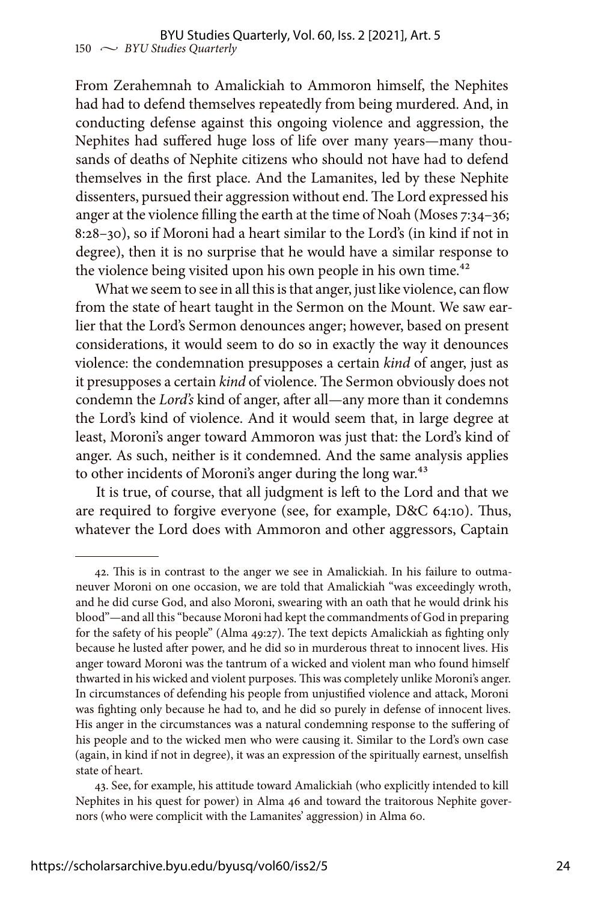From Zerahemnah to Amalickiah to Ammoron himself, the Nephites had had to defend themselves repeatedly from being murdered. And, in conducting defense against this ongoing violence and aggression, the Nephites had suffered huge loss of life over many years—many thousands of deaths of Nephite citizens who should not have had to defend themselves in the first place. And the Lamanites, led by these Nephite dissenters, pursued their aggression without end. The Lord expressed his anger at the violence filling the earth at the time of Noah (Moses 7:34–36; 8:28–30), so if Moroni had a heart similar to the Lord's (in kind if not in degree), then it is no surprise that he would have a similar response to the violence being visited upon his own people in his own time.[42]

What we seem to see in all this is that anger, just like violence, can flow from the state of heart taught in the Sermon on the Mount. We saw earlier that the Lord's Sermon denounces anger; however, based on present considerations, it would seem to do so in exactly the way it denounces violence: the condemnation presupposes a certain *kind* of anger, just as it presupposes a certain *kind* of violence. The Sermon obviously does not condemn the *Lord's* kind of anger, after all—any more than it condemns the Lord's kind of violence. And it would seem that, in large degree at least, Moroni's anger toward Ammoron was just that: the Lord's kind of anger. As such, neither is it condemned. And the same analysis applies to other incidents of Moroni's anger during the long war.[43]

It is true, of course, that all judgment is left to the Lord and that we are required to forgive everyone (see, for example, D&C 64:10). Thus, whatever the Lord does with Ammoron and other aggressors, Captain

---

42. This is in contrast to the anger we see in Amalickiah. In his failure to outmaneuver Moroni on one occasion, we are told that Amalickiah "was exceedingly wroth, and he did curse God, and also Moroni, swearing with an oath that he would drink his blood"—and all this "because Moroni had kept the commandments of God in preparing for the safety of his people" (Alma 49:27). The text depicts Amalickiah as fighting only because he lusted after power, and he did so in murderous threat to innocent lives. His anger toward Moroni was the tantrum of a wicked and violent man who found himself thwarted in his wicked and violent purposes. This was completely unlike Moroni's anger. In circumstances of defending his people from unjustified violence and attack, Moroni was fighting only because he had to, and he did so purely in defense of innocent lives. His anger in the circumstances was a natural condemning response to the suffering of his people and to the wicked men who were causing it. Similar to the Lord's own case (again, in kind if not in degree), it was an expression of the spiritually earnest, unselfish state of heart.

43. See, for example, his attitude toward Amalickiah (who explicitly intended to kill Nephites in his quest for power) in Alma 46 and toward the traitorous Nephite governors (who were complicit with the Lamanites' aggression) in Alma 60.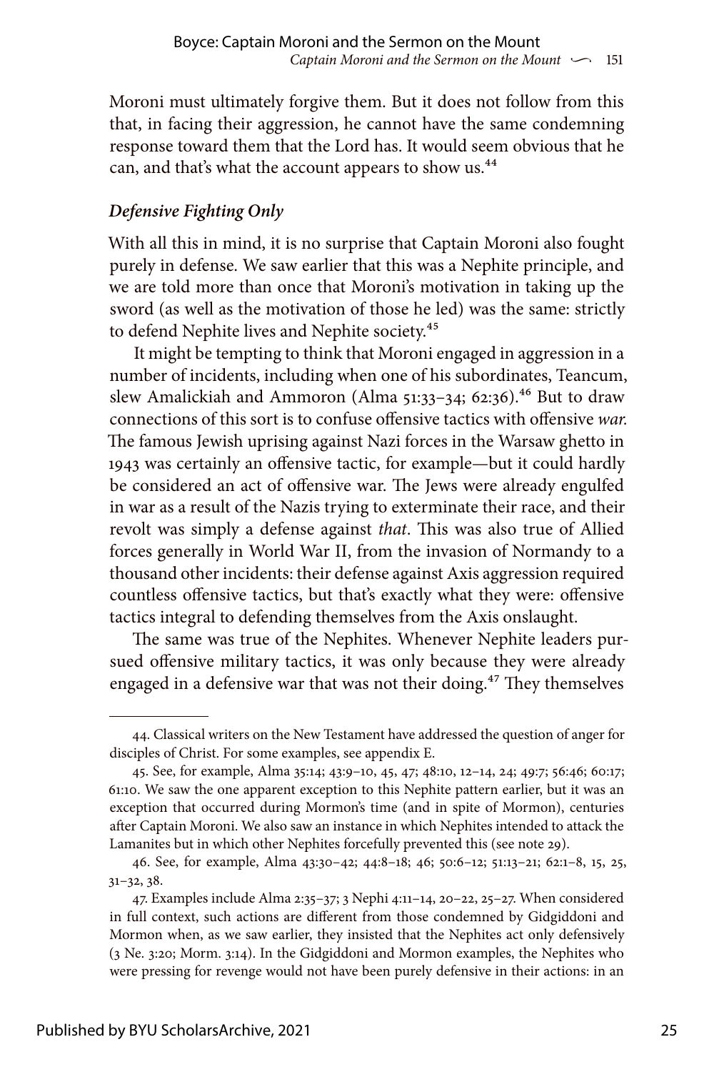Moroni must ultimately forgive them. But it does not follow from this that, in facing their aggression, he cannot have the same condemning response toward them that the Lord has. It would seem obvious that he can, and that's what the account appears to show us.[44]

### *Defensive Fighting Only*

With all this in mind, it is no surprise that Captain Moroni also fought purely in defense. We saw earlier that this was a Nephite principle, and we are told more than once that Moroni's motivation in taking up the sword (as well as the motivation of those he led) was the same: strictly to defend Nephite lives and Nephite society.[45]

It might be tempting to think that Moroni engaged in aggression in a number of incidents, including when one of his subordinates, Teancum, slew Amalickiah and Ammoron (Alma 51:33–34; 62:36).[46] But to draw connections of this sort is to confuse offensive tactics with offensive *war*. The famous Jewish uprising against Nazi forces in the Warsaw ghetto in 1943 was certainly an offensive tactic, for example—but it could hardly be considered an act of offensive war. The Jews were already engulfed in war as a result of the Nazis trying to exterminate their race, and their revolt was simply a defense against *that*. This was also true of Allied forces generally in World War II, from the invasion of Normandy to a thousand other incidents: their defense against Axis aggression required countless offensive tactics, but that's exactly what they were: offensive tactics integral to defending themselves from the Axis onslaught.

The same was true of the Nephites. Whenever Nephite leaders pursued offensive military tactics, it was only because they were already engaged in a defensive war that was not their doing.[47] They themselves

---

44. Classical writers on the New Testament have addressed the question of anger for disciples of Christ. For some examples, see appendix E.

45. See, for example, Alma 35:14; 43:9–10, 45, 47; 48:10, 12–14, 24; 49:7; 56:46; 60:17; 61:10. We saw the one apparent exception to this Nephite pattern earlier, but it was an exception that occurred during Mormon's time (and in spite of Mormon), centuries after Captain Moroni. We also saw an instance in which Nephites intended to attack the Lamanites but in which other Nephites forcefully prevented this (see note 29).

46. See, for example, Alma 43:30–42; 44:8–18; 46; 50:6–12; 51:13–21; 62:1–8, 15, 25, 31–32, 38.

47. Examples include Alma 2:35–37; 3 Nephi 4:11–14, 20–22, 25–27. When considered in full context, such actions are different from those condemned by Gidgiddoni and Mormon when, as we saw earlier, they insisted that the Nephites act only defensively (3 Ne. 3:20; Morm. 3:14). In the Gidgiddoni and Mormon examples, the Nephites who were pressing for revenge would not have been purely defensive in their actions: in an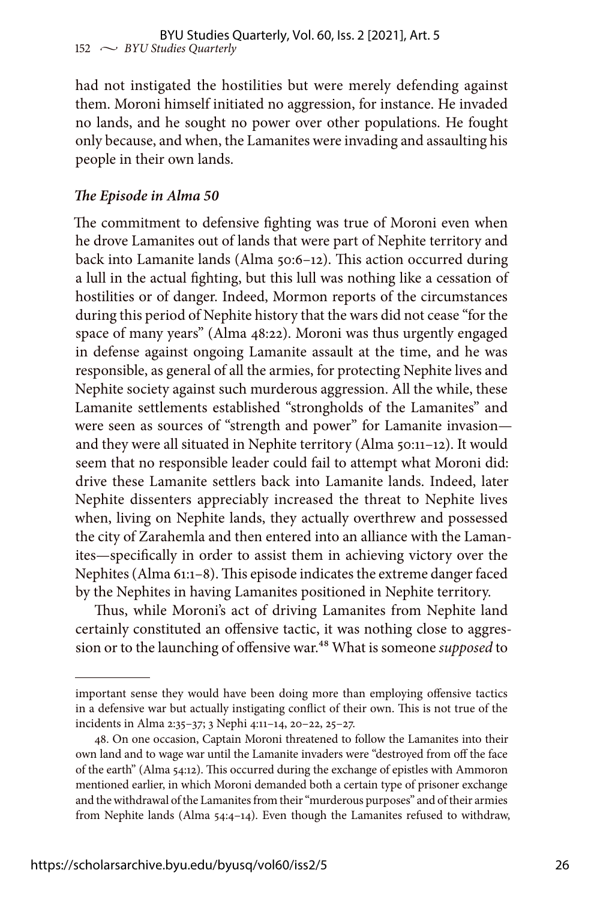had not instigated the hostilities but were merely defending against them. Moroni himself initiated no aggression, for instance. He invaded no lands, and he sought no power over other populations. He fought only because, and when, the Lamanites were invading and assaulting his people in their own lands.

### *The Episode in Alma 50*

The commitment to defensive fighting was true of Moroni even when he drove Lamanites out of lands that were part of Nephite territory and back into Lamanite lands (Alma 50:6–12). This action occurred during a lull in the actual fighting, but this lull was nothing like a cessation of hostilities or of danger. Indeed, Mormon reports of the circumstances during this period of Nephite history that the wars did not cease "for the space of many years" (Alma 48:22). Moroni was thus urgently engaged in defense against ongoing Lamanite assault at the time, and he was responsible, as general of all the armies, for protecting Nephite lives and Nephite society against such murderous aggression. All the while, these Lamanite settlements established "strongholds of the Lamanites" and were seen as sources of "strength and power" for Lamanite invasion—and they were all situated in Nephite territory (Alma 50:11–12). It would seem that no responsible leader could fail to attempt what Moroni did: drive these Lamanite settlers back into Lamanite lands. Indeed, later Nephite dissenters appreciably increased the threat to Nephite lives when, living on Nephite lands, they actually overthrew and possessed the city of Zarahemla and then entered into an alliance with the Lamanites—specifically in order to assist them in achieving victory over the Nephites (Alma 61:1–8). This episode indicates the extreme danger faced by the Nephites in having Lamanites positioned in Nephite territory.

Thus, while Moroni's act of driving Lamanites from Nephite land certainly constituted an offensive tactic, it was nothing close to aggression or to the launching of offensive war.[48] What is someone *supposed* to

---

important sense they would have been doing more than employing offensive tactics in a defensive war but actually instigating conflict of their own. This is not true of the incidents in Alma 2:35–37; 3 Nephi 4:11–14, 20–22, 25–27.

48. On one occasion, Captain Moroni threatened to follow the Lamanites into their own land and to wage war until the Lamanite invaders were "destroyed from off the face of the earth" (Alma 54:12). This occurred during the exchange of epistles with Ammoron mentioned earlier, in which Moroni demanded both a certain type of prisoner exchange and the withdrawal of the Lamanites from their "murderous purposes" and of their armies from Nephite lands (Alma 54:4–14). Even though the Lamanites refused to withdraw,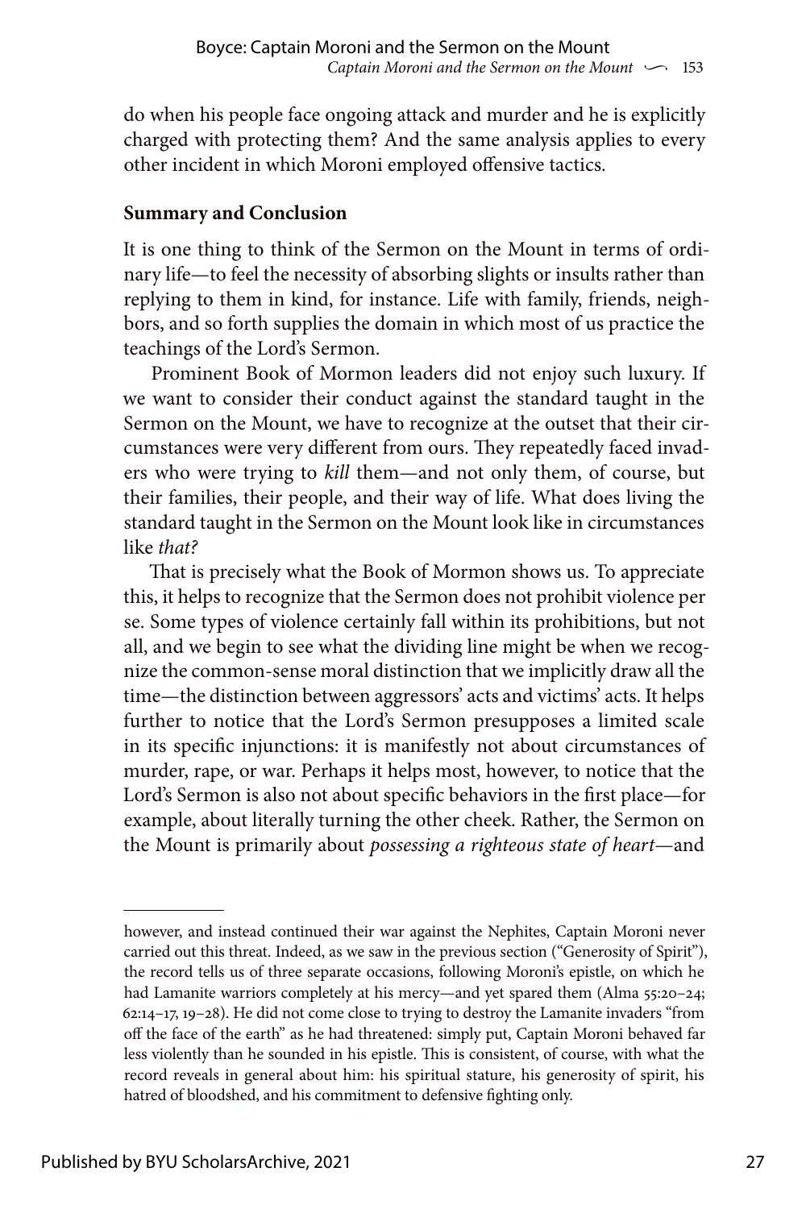do when his people face ongoing attack and murder and he is explicitly charged with protecting them? And the same analysis applies to every other incident in which Moroni employed offensive tactics.

**Summary and Conclusion**

It is one thing to think of the Sermon on the Mount in terms of ordinary life—to feel the necessity of absorbing slights or insults rather than replying to them in kind, for instance. Life with family, friends, neighbors, and so forth supplies the domain in which most of us practice the teachings of the Lord's Sermon.

Prominent Book of Mormon leaders did not enjoy such luxury. If we want to consider their conduct against the standard taught in the Sermon on the Mount, we have to recognize at the outset that their circumstances were very different from ours. They repeatedly faced invaders who were trying to *kill* them—and not only them, of course, but their families, their people, and their way of life. What does living the standard taught in the Sermon on the Mount look like in circumstances like *that?*

That is precisely what the Book of Mormon shows us. To appreciate this, it helps to recognize that the Sermon does not prohibit violence per se. Some types of violence certainly fall within its prohibitions, but not all, and we begin to see what the dividing line might be when we recognize the common-sense moral distinction that we implicitly draw all the time—the distinction between aggressors' acts and victims' acts. It helps further to notice that the Lord's Sermon presupposes a limited scale in its specific injunctions: it is manifestly not about circumstances of murder, rape, or war. Perhaps it helps most, however, to notice that the Lord's Sermon is also not about specific behaviors in the first place—for example, about literally turning the other cheek. Rather, the Sermon on the Mount is primarily about *possessing a righteous state of heart*—and

---

however, and instead continued their war against the Nephites, Captain Moroni never carried out this threat. Indeed, as we saw in the previous section ("Generosity of Spirit"), the record tells us of three separate occasions, following Moroni's epistle, on which he had Lamanite warriors completely at his mercy—and yet spared them (Alma 55:20–24; 62:14–17, 19–28). He did not come close to trying to destroy the Lamanite invaders "from off the face of the earth" as he had threatened: simply put, Captain Moroni behaved far less violently than he sounded in his epistle. This is consistent, of course, with what the record reveals in general about him: his spiritual stature, his generosity of spirit, his hatred of bloodshed, and his commitment to defensive fighting only.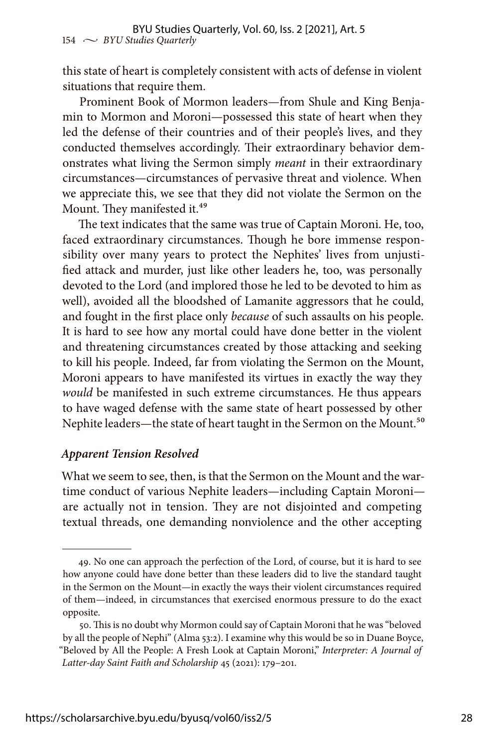this state of heart is completely consistent with acts of defense in violent situations that require them.

Prominent Book of Mormon leaders—from Shule and King Benjamin to Mormon and Moroni—possessed this state of heart when they led the defense of their countries and of their people's lives, and they conducted themselves accordingly. Their extraordinary behavior demonstrates what living the Sermon simply *meant* in their extraordinary circumstances—circumstances of pervasive threat and violence. When we appreciate this, we see that they did not violate the Sermon on the Mount. They manifested it.[49]

The text indicates that the same was true of Captain Moroni. He, too, faced extraordinary circumstances. Though he bore immense responsibility over many years to protect the Nephites' lives from unjustified attack and murder, just like other leaders he, too, was personally devoted to the Lord (and implored those he led to be devoted to him as well), avoided all the bloodshed of Lamanite aggressors that he could, and fought in the first place only *because* of such assaults on his people. It is hard to see how any mortal could have done better in the violent and threatening circumstances created by those attacking and seeking to kill his people. Indeed, far from violating the Sermon on the Mount, Moroni appears to have manifested its virtues in exactly the way they *would* be manifested in such extreme circumstances. He thus appears to have waged defense with the same state of heart possessed by other Nephite leaders—the state of heart taught in the Sermon on the Mount.[50]

### *Apparent Tension Resolved*

What we seem to see, then, is that the Sermon on the Mount and the wartime conduct of various Nephite leaders—including Captain Moroni—are actually not in tension. They are not disjointed and competing textual threads, one demanding nonviolence and the other accepting

---

49. No one can approach the perfection of the Lord, of course, but it is hard to see how anyone could have done better than these leaders did to live the standard taught in the Sermon on the Mount—in exactly the ways their violent circumstances required of them—indeed, in circumstances that exercised enormous pressure to do the exact opposite.

50. This is no doubt why Mormon could say of Captain Moroni that he was "beloved by all the people of Nephi" (Alma 53:2). I examine why this would be so in Duane Boyce, "Beloved by All the People: A Fresh Look at Captain Moroni," *Interpreter: A Journal of Latter-day Saint Faith and Scholarship* 45 (2021): 179–201.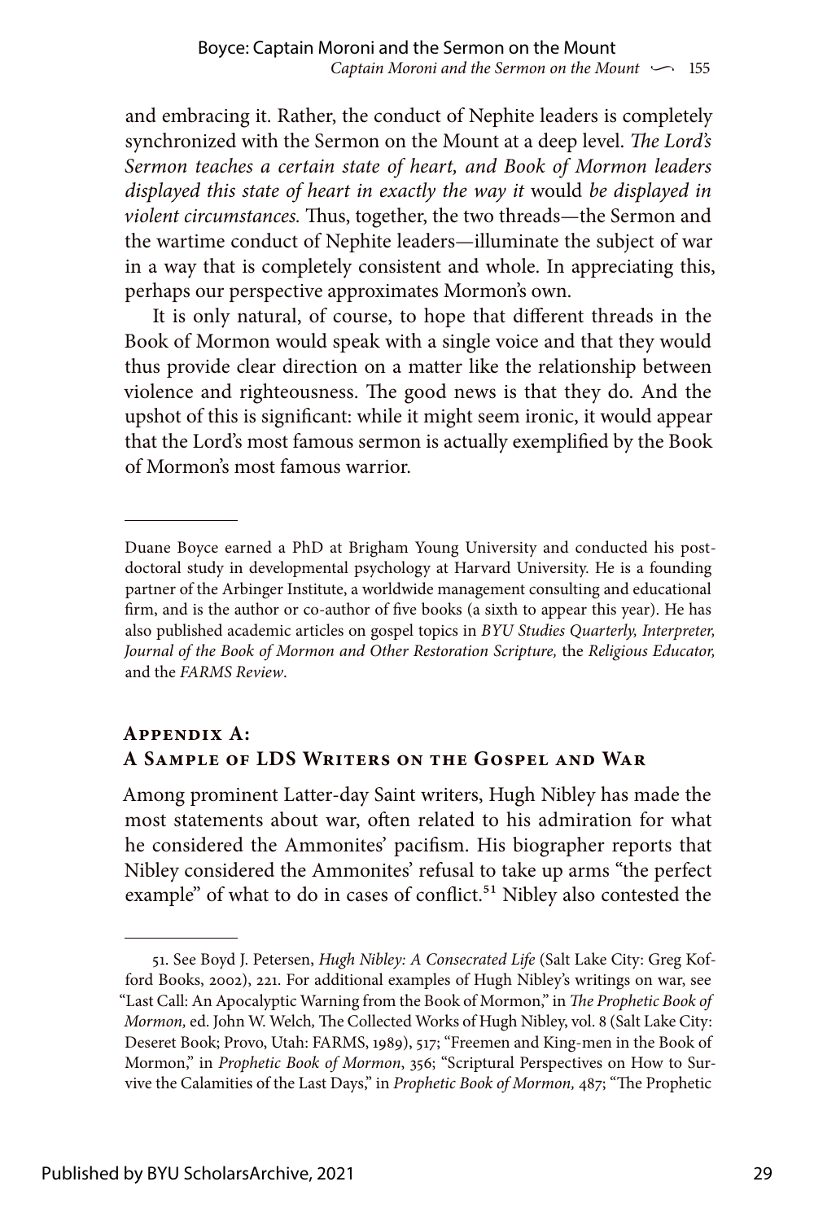and embracing it. Rather, the conduct of Nephite leaders is completely synchronized with the Sermon on the Mount at a deep level. *The Lord's Sermon teaches a certain state of heart, and Book of Mormon leaders displayed this state of heart in exactly the way it* would *be displayed in violent circumstances.* Thus, together, the two threads—the Sermon and the wartime conduct of Nephite leaders—illuminate the subject of war in a way that is completely consistent and whole. In appreciating this, perhaps our perspective approximates Mormon's own.

It is only natural, of course, to hope that different threads in the Book of Mormon would speak with a single voice and that they would thus provide clear direction on a matter like the relationship between violence and righteousness. The good news is that they do. And the upshot of this is significant: while it might seem ironic, it would appear that the Lord's most famous sermon is actually exemplified by the Book of Mormon's most famous warrior.

---

Duane Boyce earned a PhD at Brigham Young University and conducted his postdoctoral study in developmental psychology at Harvard University. He is a founding partner of the Arbinger Institute, a worldwide management consulting and educational firm, and is the author or co-author of five books (a sixth to appear this year). He has also published academic articles on gospel topics in *BYU Studies Quarterly, Interpreter, Journal of the Book of Mormon and Other Restoration Scripture,* the *Religious Educator,* and the *FARMS Review*.

## Appendix A: A Sample of LDS Writers on the Gospel and War

Among prominent Latter-day Saint writers, Hugh Nibley has made the most statements about war, often related to his admiration for what he considered the Ammonites' pacifism. His biographer reports that Nibley considered the Ammonites' refusal to take up arms "the perfect example" of what to do in cases of conflict.[51] Nibley also contested the

---

51. See Boyd J. Petersen, *Hugh Nibley: A Consecrated Life* (Salt Lake City: Greg Kofford Books, 2002), 221. For additional examples of Hugh Nibley's writings on war, see "Last Call: An Apocalyptic Warning from the Book of Mormon," in *The Prophetic Book of Mormon,* ed. John W. Welch, The Collected Works of Hugh Nibley, vol. 8 (Salt Lake City: Deseret Book; Provo, Utah: FARMS, 1989), 517; "Freemen and King-men in the Book of Mormon," in *Prophetic Book of Mormon*, 356; "Scriptural Perspectives on How to Survive the Calamities of the Last Days," in *Prophetic Book of Mormon,* 487; "The Prophetic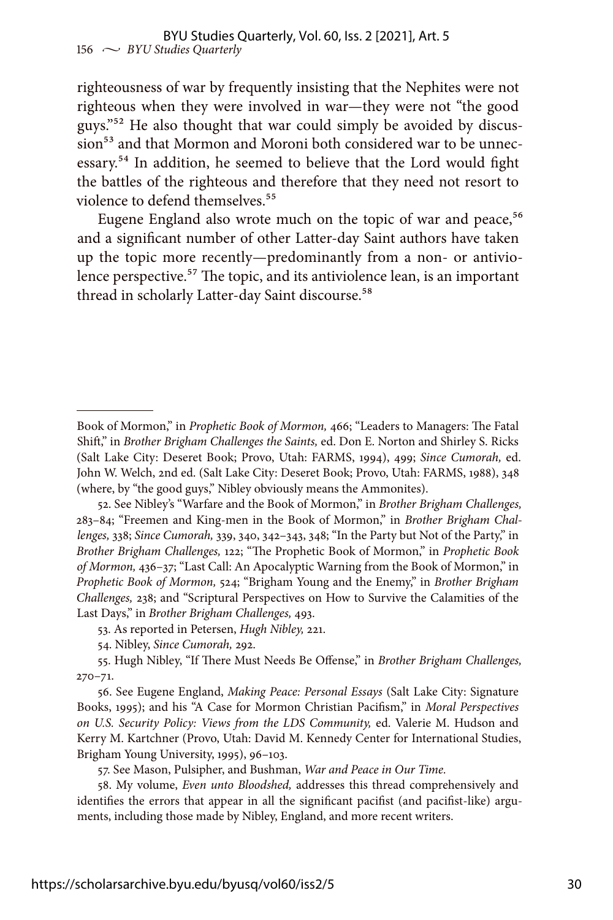righteousness of war by frequently insisting that the Nephites were not righteous when they were involved in war—they were not "the good guys."[52] He also thought that war could simply be avoided by discussion[53] and that Mormon and Moroni both considered war to be unnecessary.[54] In addition, he seemed to believe that the Lord would fight the battles of the righteous and therefore that they need not resort to violence to defend themselves.[55]

Eugene England also wrote much on the topic of war and peace,[56] and a significant number of other Latter-day Saint authors have taken up the topic more recently—predominantly from a non- or antiviolence perspective.[57] The topic, and its antiviolence lean, is an important thread in scholarly Latter-day Saint discourse.[58]

---

Book of Mormon," in *Prophetic Book of Mormon,* 466; "Leaders to Managers: The Fatal Shift," in *Brother Brigham Challenges the Saints,* ed. Don E. Norton and Shirley S. Ricks (Salt Lake City: Deseret Book; Provo, Utah: FARMS, 1994), 499; *Since Cumorah,* ed. John W. Welch, 2nd ed. (Salt Lake City: Deseret Book; Provo, Utah: FARMS, 1988), 348 (where, by "the good guys," Nibley obviously means the Ammonites).

52. See Nibley's "Warfare and the Book of Mormon," in *Brother Brigham Challenges,* 283–84; "Freemen and King-men in the Book of Mormon," in *Brother Brigham Challenges,* 338; *Since Cumorah,* 339, 340, 342–343, 348; "In the Party but Not of the Party," in *Brother Brigham Challenges,* 122; "The Prophetic Book of Mormon," in *Prophetic Book of Mormon,* 436–37; "Last Call: An Apocalyptic Warning from the Book of Mormon," in *Prophetic Book of Mormon,* 524; "Brigham Young and the Enemy," in *Brother Brigham Challenges,* 238; and "Scriptural Perspectives on How to Survive the Calamities of the Last Days," in *Brother Brigham Challenges,* 493.

53. As reported in Petersen, *Hugh Nibley,* 221.

54. Nibley, *Since Cumorah,* 292.

55. Hugh Nibley, "If There Must Needs Be Offense," in *Brother Brigham Challenges,* 270–71.

56. See Eugene England, *Making Peace: Personal Essays* (Salt Lake City: Signature Books, 1995); and his "A Case for Mormon Christian Pacifism," in *Moral Perspectives on U.S. Security Policy: Views from the LDS Community,* ed. Valerie M. Hudson and Kerry M. Kartchner (Provo, Utah: David M. Kennedy Center for International Studies, Brigham Young University, 1995), 96–103.

57. See Mason, Pulsipher, and Bushman, *War and Peace in Our Time.*

58. My volume, *Even unto Bloodshed,* addresses this thread comprehensively and identifies the errors that appear in all the significant pacifist (and pacifist-like) arguments, including those made by Nibley, England, and more recent writers.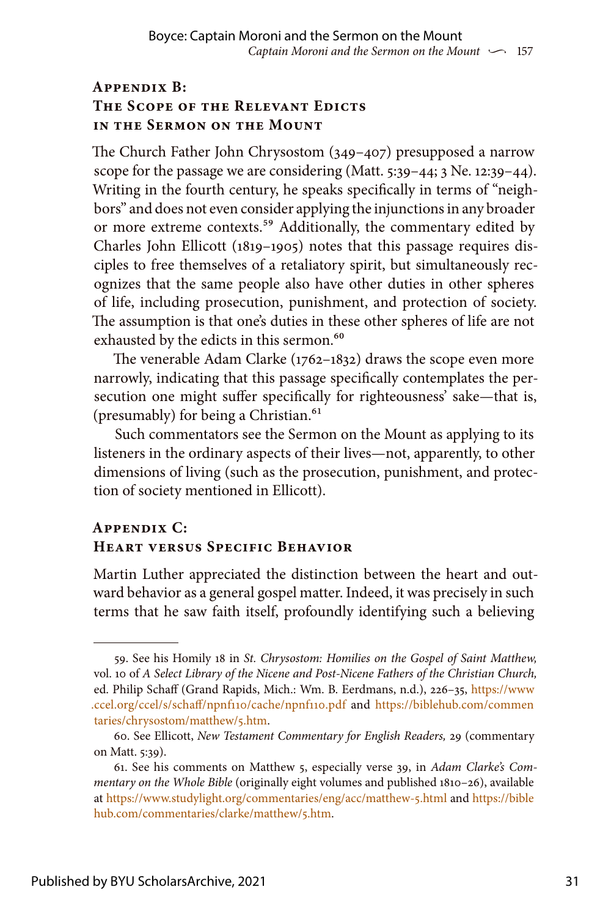## Appendix B: The Scope of the Relevant Edicts in the Sermon on the Mount

The Church Father John Chrysostom (349–407) presupposed a narrow scope for the passage we are considering (Matt. 5:39–44; 3 Ne. 12:39–44). Writing in the fourth century, he speaks specifically in terms of "neighbors" and does not even consider applying the injunctions in any broader or more extreme contexts.[59] Additionally, the commentary edited by Charles John Ellicott (1819–1905) notes that this passage requires disciples to free themselves of a retaliatory spirit, but simultaneously recognizes that the same people also have other duties in other spheres of life, including prosecution, punishment, and protection of society. The assumption is that one's duties in these other spheres of life are not exhausted by the edicts in this sermon.[60]

The venerable Adam Clarke (1762–1832) draws the scope even more narrowly, indicating that this passage specifically contemplates the persecution one might suffer specifically for righteousness' sake—that is, (presumably) for being a Christian.[61]

Such commentators see the Sermon on the Mount as applying to its listeners in the ordinary aspects of their lives—not, apparently, to other dimensions of living (such as the prosecution, punishment, and protection of society mentioned in Ellicott).

## Appendix C: Heart versus Specific Behavior

Martin Luther appreciated the distinction between the heart and outward behavior as a general gospel matter. Indeed, it was precisely in such terms that he saw faith itself, profoundly identifying such a believing

---

59. See his Homily 18 in *St. Chrysostom: Homilies on the Gospel of Saint Matthew,* vol. 10 of *A Select Library of the Nicene and Post-Nicene Fathers of the Christian Church,* ed. Philip Schaff (Grand Rapids, Mich.: Wm. B. Eerdmans, n.d.), 226–35, https://www.ccel.org/ccel/s/schaff/npnf110/cache/npnf110.pdf and https://biblehub.com/commentaries/chrysostom/matthew/5.htm.

60. See Ellicott, *New Testament Commentary for English Readers,* 29 (commentary on Matt. 5:39).

61. See his comments on Matthew 5, especially verse 39, in *Adam Clarke's Commentary on the Whole Bible* (originally eight volumes and published 1810–26), available at https://www.studylight.org/commentaries/eng/acc/matthew-5.html and https://biblehub.com/commentaries/clarke/matthew/5.htm.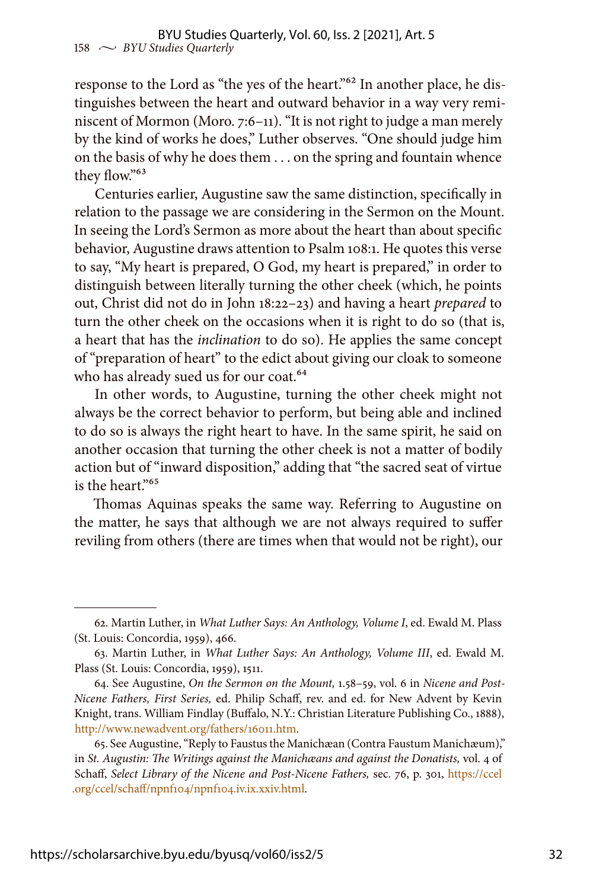response to the Lord as "the yes of the heart."[62] In another place, he distinguishes between the heart and outward behavior in a way very reminiscent of Mormon (Moro. 7:6–11). "It is not right to judge a man merely by the kind of works he does," Luther observes. "One should judge him on the basis of why he does them . . . on the spring and fountain whence they flow."[63]

Centuries earlier, Augustine saw the same distinction, specifically in relation to the passage we are considering in the Sermon on the Mount. In seeing the Lord's Sermon as more about the heart than about specific behavior, Augustine draws attention to Psalm 108:1. He quotes this verse to say, "My heart is prepared, O God, my heart is prepared," in order to distinguish between literally turning the other cheek (which, he points out, Christ did not do in John 18:22–23) and having a heart *prepared* to turn the other cheek on the occasions when it is right to do so (that is, a heart that has the *inclination* to do so). He applies the same concept of "preparation of heart" to the edict about giving our cloak to someone who has already sued us for our coat.[64]

In other words, to Augustine, turning the other cheek might not always be the correct behavior to perform, but being able and inclined to do so is always the right heart to have. In the same spirit, he said on another occasion that turning the other cheek is not a matter of bodily action but of "inward disposition," adding that "the sacred seat of virtue is the heart."[65]

Thomas Aquinas speaks the same way. Referring to Augustine on the matter, he says that although we are not always required to suffer reviling from others (there are times when that would not be right), our

---

62. Martin Luther, in *What Luther Says: An Anthology, Volume I*, ed. Ewald M. Plass (St. Louis: Concordia, 1959), 466.

63. Martin Luther, in *What Luther Says: An Anthology, Volume III*, ed. Ewald M. Plass (St. Louis: Concordia, 1959), 1511.

64. See Augustine, *On the Sermon on the Mount,* 1.58–59, vol. 6 in *Nicene and Post-Nicene Fathers, First Series,* ed. Philip Schaff, rev. and ed. for New Advent by Kevin Knight, trans. William Findlay (Buffalo, N.Y.: Christian Literature Publishing Co., 1888), http://www.newadvent.org/fathers/16011.htm.

65. See Augustine, "Reply to Faustus the Manichæan (Contra Faustum Manichæum)," in *St. Augustin: The Writings against the Manichæans and against the Donatists,* vol. 4 of Schaff, *Select Library of the Nicene and Post-Nicene Fathers,* sec. 76, p. 301, https://ccel.org/ccel/schaff/npnf104/npnf104.iv.ix.xxiv.html.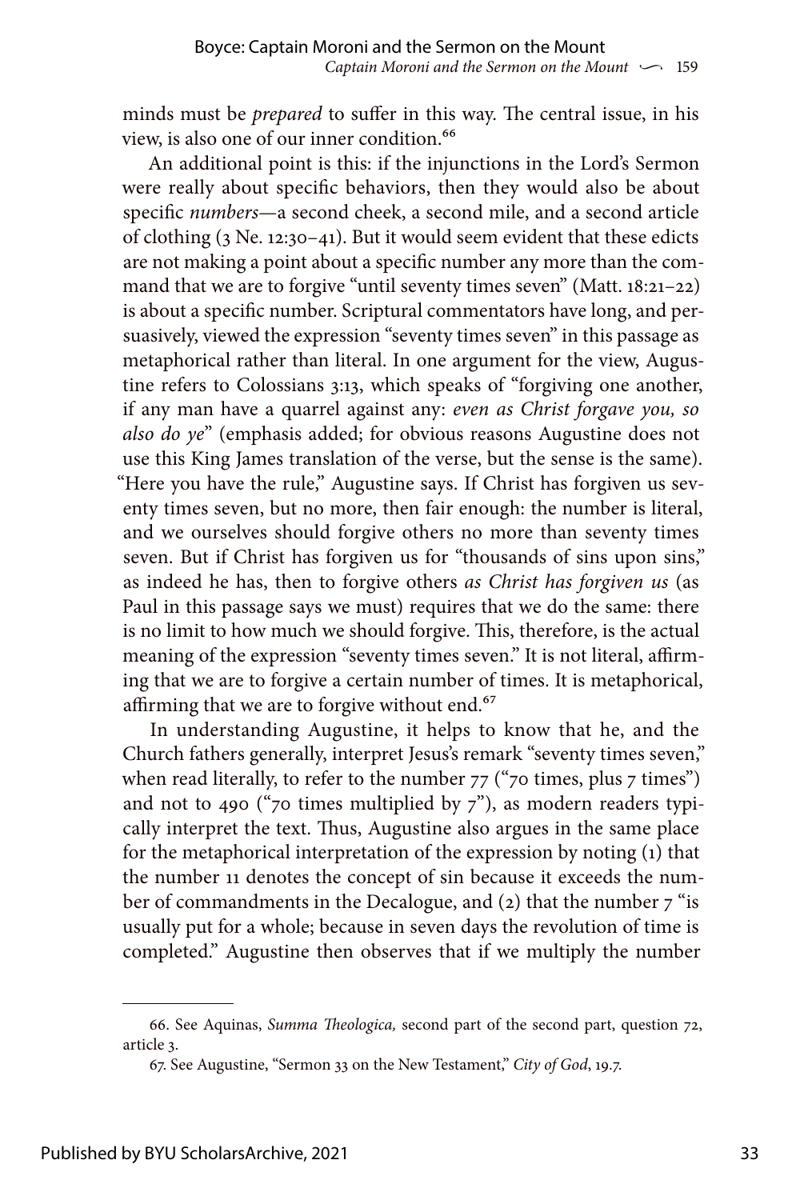minds must be *prepared* to suffer in this way. The central issue, in his view, is also one of our inner condition.[66]

An additional point is this: if the injunctions in the Lord's Sermon were really about specific behaviors, then they would also be about specific *numbers*—a second cheek, a second mile, and a second article of clothing (3 Ne. 12:30–41). But it would seem evident that these edicts are not making a point about a specific number any more than the command that we are to forgive "until seventy times seven" (Matt. 18:21–22) is about a specific number. Scriptural commentators have long, and persuasively, viewed the expression "seventy times seven" in this passage as metaphorical rather than literal. In one argument for the view, Augustine refers to Colossians 3:13, which speaks of "forgiving one another, if any man have a quarrel against any: *even as Christ forgave you, so also do ye*" (emphasis added; for obvious reasons Augustine does not use this King James translation of the verse, but the sense is the same). "Here you have the rule," Augustine says. If Christ has forgiven us seventy times seven, but no more, then fair enough: the number is literal, and we ourselves should forgive others no more than seventy times seven. But if Christ has forgiven us for "thousands of sins upon sins," as indeed he has, then to forgive others *as Christ has forgiven us* (as Paul in this passage says we must) requires that we do the same: there is no limit to how much we should forgive. This, therefore, is the actual meaning of the expression "seventy times seven." It is not literal, affirming that we are to forgive a certain number of times. It is metaphorical, affirming that we are to forgive without end.[67]

In understanding Augustine, it helps to know that he, and the Church fathers generally, interpret Jesus's remark "seventy times seven," when read literally, to refer to the number 77 ("70 times, plus 7 times") and not to 490 ("70 times multiplied by 7"), as modern readers typically interpret the text. Thus, Augustine also argues in the same place for the metaphorical interpretation of the expression by noting (1) that the number 11 denotes the concept of sin because it exceeds the number of commandments in the Decalogue, and (2) that the number 7 "is usually put for a whole; because in seven days the revolution of time is completed." Augustine then observes that if we multiply the number

---

66. See Aquinas, *Summa Theologica,* second part of the second part, question 72, article 3.

67. See Augustine, "Sermon 33 on the New Testament," *City of God*, 19.7.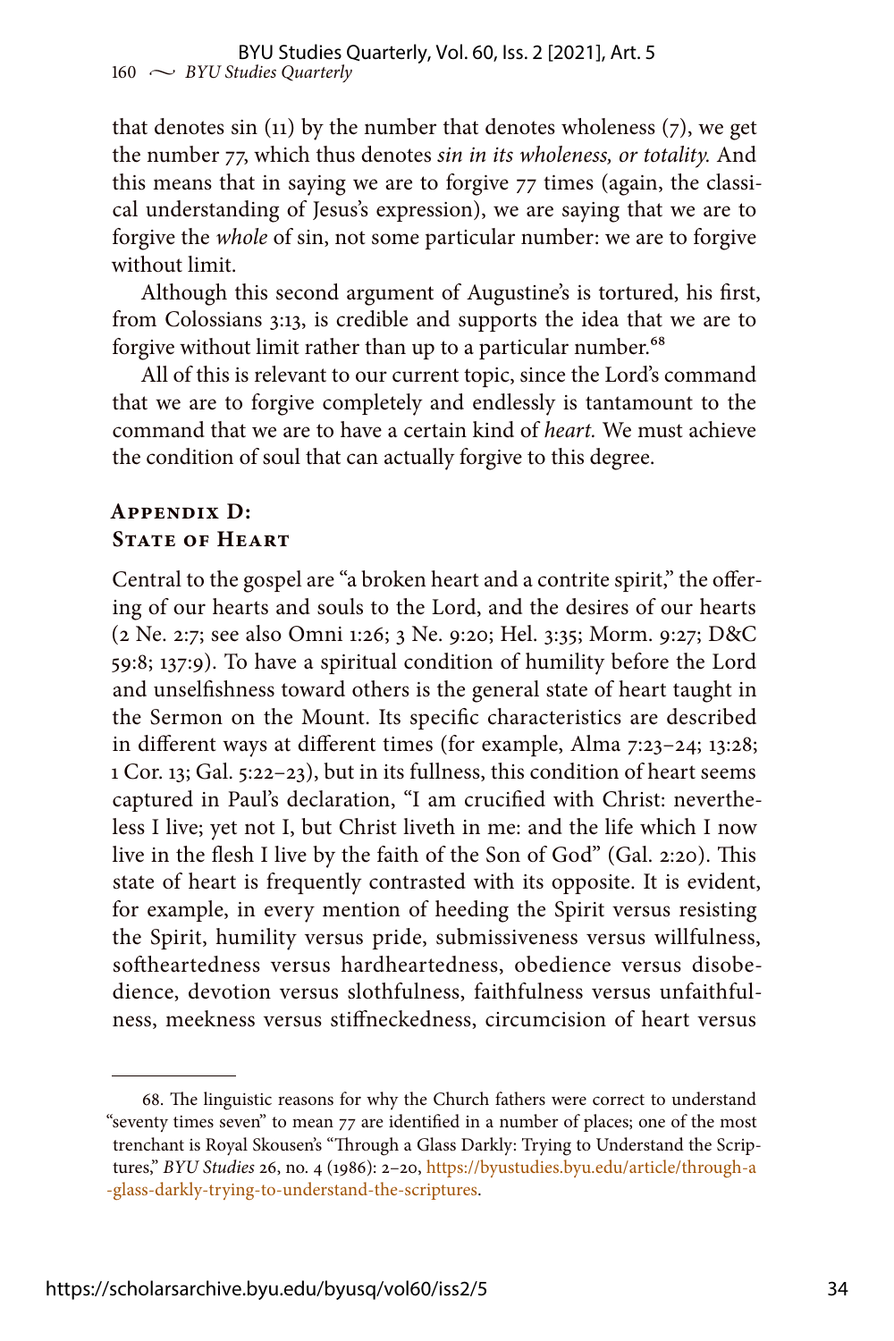that denotes sin (11) by the number that denotes wholeness (7), we get the number 77, which thus denotes *sin in its wholeness, or totality.* And this means that in saying we are to forgive 77 times (again, the classical understanding of Jesus's expression), we are saying that we are to forgive the *whole* of sin, not some particular number: we are to forgive without limit.

Although this second argument of Augustine's is tortured, his first, from Colossians 3:13, is credible and supports the idea that we are to forgive without limit rather than up to a particular number.[68]

All of this is relevant to our current topic, since the Lord's command that we are to forgive completely and endlessly is tantamount to the command that we are to have a certain kind of *heart.* We must achieve the condition of soul that can actually forgive to this degree.

## Appendix D: State of Heart

Central to the gospel are "a broken heart and a contrite spirit," the offering of our hearts and souls to the Lord, and the desires of our hearts (2 Ne. 2:7; see also Omni 1:26; 3 Ne. 9:20; Hel. 3:35; Morm. 9:27; D&C 59:8; 137:9). To have a spiritual condition of humility before the Lord and unselfishness toward others is the general state of heart taught in the Sermon on the Mount. Its specific characteristics are described in different ways at different times (for example, Alma 7:23–24; 13:28; 1 Cor. 13; Gal. 5:22–23), but in its fullness, this condition of heart seems captured in Paul's declaration, "I am crucified with Christ: nevertheless I live; yet not I, but Christ liveth in me: and the life which I now live in the flesh I live by the faith of the Son of God" (Gal. 2:20). This state of heart is frequently contrasted with its opposite. It is evident, for example, in every mention of heeding the Spirit versus resisting the Spirit, humility versus pride, submissiveness versus willfulness, softheartedness versus hardheartedness, obedience versus disobedience, devotion versus slothfulness, faithfulness versus unfaithfulness, meekness versus stiffneckedness, circumcision of heart versus

---

68. The linguistic reasons for why the Church fathers were correct to understand "seventy times seven" to mean 77 are identified in a number of places; one of the most trenchant is Royal Skousen's "Through a Glass Darkly: Trying to Understand the Scriptures," *BYU Studies* 26, no. 4 (1986): 2–20, https://byustudies.byu.edu/article/through-a-glass-darkly-trying-to-understand-the-scriptures.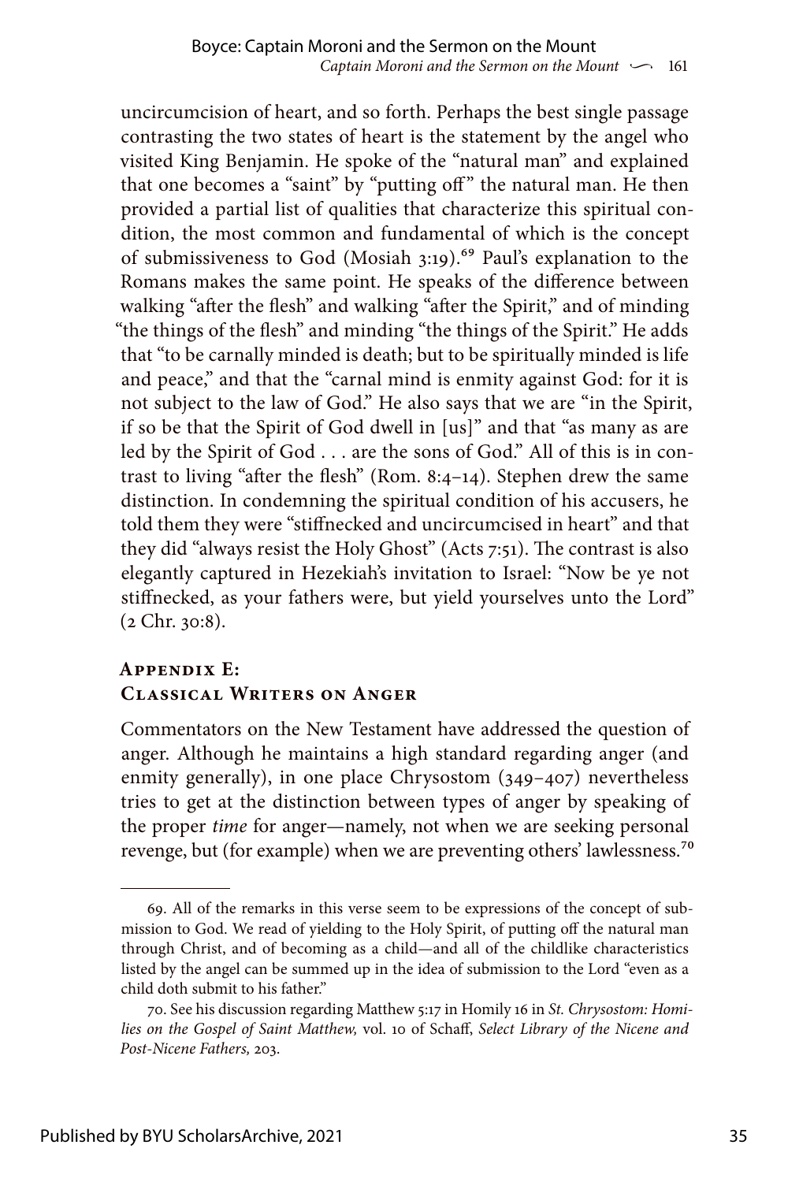uncircumcision of heart, and so forth. Perhaps the best single passage contrasting the two states of heart is the statement by the angel who visited King Benjamin. He spoke of the "natural man" and explained that one becomes a "saint" by "putting off" the natural man. He then provided a partial list of qualities that characterize this spiritual condition, the most common and fundamental of which is the concept of submissiveness to God (Mosiah 3:19).[69] Paul's explanation to the Romans makes the same point. He speaks of the difference between walking "after the flesh" and walking "after the Spirit," and of minding "the things of the flesh" and minding "the things of the Spirit." He adds that "to be carnally minded is death; but to be spiritually minded is life and peace," and that the "carnal mind is enmity against God: for it is not subject to the law of God." He also says that we are "in the Spirit, if so be that the Spirit of God dwell in [us]" and that "as many as are led by the Spirit of God . . . are the sons of God." All of this is in contrast to living "after the flesh" (Rom. 8:4–14). Stephen drew the same distinction. In condemning the spiritual condition of his accusers, he told them they were "stiffnecked and uncircumcised in heart" and that they did "always resist the Holy Ghost" (Acts 7:51). The contrast is also elegantly captured in Hezekiah's invitation to Israel: "Now be ye not stiffnecked, as your fathers were, but yield yourselves unto the Lord" (2 Chr. 30:8).

## Appendix E: Classical Writers on Anger

Commentators on the New Testament have addressed the question of anger. Although he maintains a high standard regarding anger (and enmity generally), in one place Chrysostom (349–407) nevertheless tries to get at the distinction between types of anger by speaking of the proper *time* for anger—namely, not when we are seeking personal revenge, but (for example) when we are preventing others' lawlessness.[70]

---

69. All of the remarks in this verse seem to be expressions of the concept of submission to God. We read of yielding to the Holy Spirit, of putting off the natural man through Christ, and of becoming as a child—and all of the childlike characteristics listed by the angel can be summed up in the idea of submission to the Lord "even as a child doth submit to his father."

70. See his discussion regarding Matthew 5:17 in Homily 16 in *St. Chrysostom: Homilies on the Gospel of Saint Matthew,* vol. 10 of Schaff, *Select Library of the Nicene and Post-Nicene Fathers,* 203.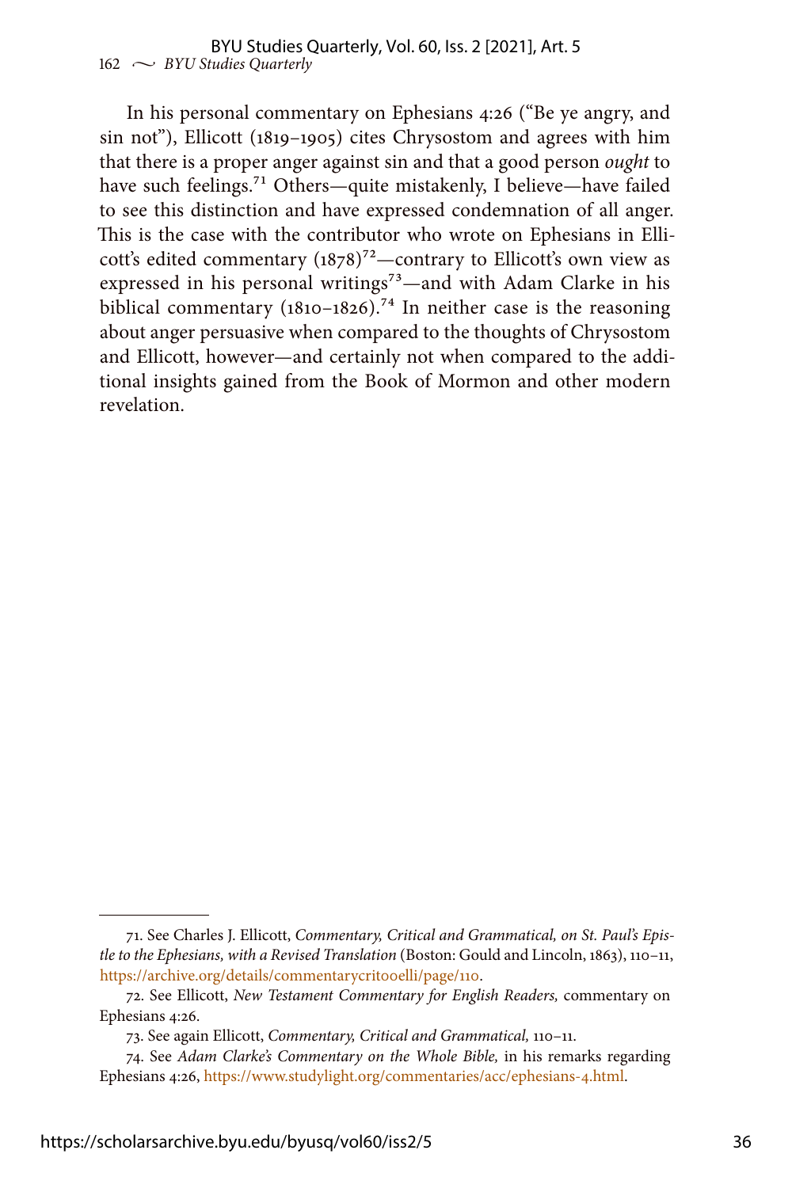In his personal commentary on Ephesians 4:26 ("Be ye angry, and sin not"), Ellicott (1819–1905) cites Chrysostom and agrees with him that there is a proper anger against sin and that a good person *ought* to have such feelings.[71] Others—quite mistakenly, I believe—have failed to see this distinction and have expressed condemnation of all anger. This is the case with the contributor who wrote on Ephesians in Ellicott's edited commentary (1878)[72]—contrary to Ellicott's own view as expressed in his personal writings[73]—and with Adam Clarke in his biblical commentary (1810–1826).[74] In neither case is the reasoning about anger persuasive when compared to the thoughts of Chrysostom and Ellicott, however—and certainly not when compared to the additional insights gained from the Book of Mormon and other modern revelation.

---

71. See Charles J. Ellicott, *Commentary, Critical and Grammatical, on St. Paul's Epistle to the Ephesians, with a Revised Translation* (Boston: Gould and Lincoln, 1863), 110–11, https://archive.org/details/commentarycrit00elli/page/110.

72. See Ellicott, *New Testament Commentary for English Readers,* commentary on Ephesians 4:26.

73. See again Ellicott, *Commentary, Critical and Grammatical,* 110–11.

74. See *Adam Clarke's Commentary on the Whole Bible,* in his remarks regarding Ephesians 4:26, https://www.studylight.org/commentaries/acc/ephesians-4.html.